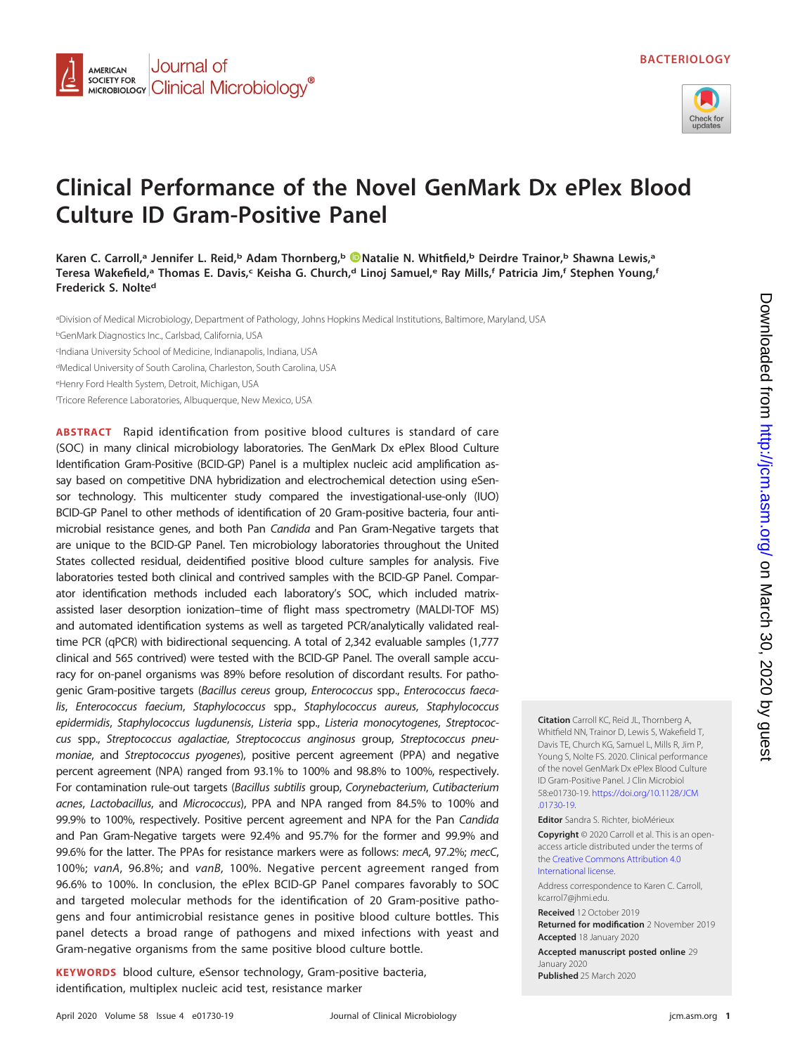BACTERIOLOGY

# Clinical Performance of the Novel GenMark Dx ePlex Blood Culture ID Gram-Positive Panel

**Karen C. Carroll,[a] Jennifer L. Reid,[b] Adam Thornberg,[b] Natalie N. Whitfield,[b] Deirdre Trainor,[b] Shawna Lewis,[a] Teresa Wakefield,[a] Thomas E. Davis,[c] Keisha G. Church,[d] Linoj Samuel,[e] Ray Mills,[f] Patricia Jim,[f] Stephen Young,[f] Frederick S. Nolte[d]**

[a]Division of Medical Microbiology, Department of Pathology, Johns Hopkins Medical Institutions, Baltimore, Maryland, USA
[b]GenMark Diagnostics Inc., Carlsbad, California, USA
[c]Indiana University School of Medicine, Indianapolis, Indiana, USA
[d]Medical University of South Carolina, Charleston, South Carolina, USA
[e]Henry Ford Health System, Detroit, Michigan, USA
[f]Tricore Reference Laboratories, Albuquerque, New Mexico, USA

**ABSTRACT** Rapid identification from positive blood cultures is standard of care (SOC) in many clinical microbiology laboratories. The GenMark Dx ePlex Blood Culture Identification Gram-Positive (BCID-GP) Panel is a multiplex nucleic acid amplification assay based on competitive DNA hybridization and electrochemical detection using eSensor technology. This multicenter study compared the investigational-use-only (IUO) BCID-GP Panel to other methods of identification of 20 Gram-positive bacteria, four antimicrobial resistance genes, and both Pan *Candida* and Pan Gram-Negative targets that are unique to the BCID-GP Panel. Ten microbiology laboratories throughout the United States collected residual, deidentified positive blood culture samples for analysis. Five laboratories tested both clinical and contrived samples with the BCID-GP Panel. Comparator identification methods included each laboratory's SOC, which included matrix-assisted laser desorption ionization–time of flight mass spectrometry (MALDI-TOF MS) and automated identification systems as well as targeted PCR/analytically validated real-time PCR (qPCR) with bidirectional sequencing. A total of 2,342 evaluable samples (1,777 clinical and 565 contrived) were tested with the BCID-GP Panel. The overall sample accuracy for on-panel organisms was 89% before resolution of discordant results. For pathogenic Gram-positive targets (*Bacillus cereus* group, *Enterococcus* spp., *Enterococcus faecalis*, *Enterococcus faecium*, *Staphylococcus* spp., *Staphylococcus aureus*, *Staphylococcus epidermidis*, *Staphylococcus lugdunensis*, *Listeria* spp., *Listeria monocytogenes*, *Streptococcus* spp., *Streptococcus agalactiae*, *Streptococcus anginosus* group, *Streptococcus pneumoniae*, and *Streptococcus pyogenes*), positive percent agreement (PPA) and negative percent agreement (NPA) ranged from 93.1% to 100% and 98.8% to 100%, respectively. For contamination rule-out targets (*Bacillus subtilis* group, *Corynebacterium*, *Cutibacterium acnes*, *Lactobacillus*, and *Micrococcus*), PPA and NPA ranged from 84.5% to 100% and 99.9% to 100%, respectively. Positive percent agreement and NPA for the Pan *Candida* and Pan Gram-Negative targets were 92.4% and 95.7% for the former and 99.9% and 99.6% for the latter. The PPAs for resistance markers were as follows: *mecA*, 97.2%; *mecC*, 100%; *vanA*, 96.8%; and *vanB*, 100%. Negative percent agreement ranged from 96.6% to 100%. In conclusion, the ePlex BCID-GP Panel compares favorably to SOC and targeted molecular methods for the identification of 20 Gram-positive pathogens and four antimicrobial resistance genes in positive blood culture bottles. This panel detects a broad range of pathogens and mixed infections with yeast and Gram-negative organisms from the same positive blood culture bottle.

**KEYWORDS** blood culture, eSensor technology, Gram-positive bacteria, identification, multiplex nucleic acid test, resistance marker

**Citation** Carroll KC, Reid JL, Thornberg A, Whitfield NN, Trainor D, Lewis S, Wakefield T, Davis TE, Church KG, Samuel L, Mills R, Jim P, Young S, Nolte FS. 2020. Clinical performance of the novel GenMark Dx ePlex Blood Culture ID Gram-Positive Panel. J Clin Microbiol 58:e01730-19. https://doi.org/10.1128/JCM.01730-19.

**Editor** Sandra S. Richter, bioMérieux

**Copyright** © 2020 Carroll et al. This is an open-access article distributed under the terms of the Creative Commons Attribution 4.0 International license.

Address correspondence to Karen C. Carroll, kcarrol7@jhmi.edu.

**Received** 12 October 2019
**Returned for modification** 2 November 2019
**Accepted** 18 January 2020

**Accepted manuscript posted online** 29 January 2020
**Published** 25 March 2020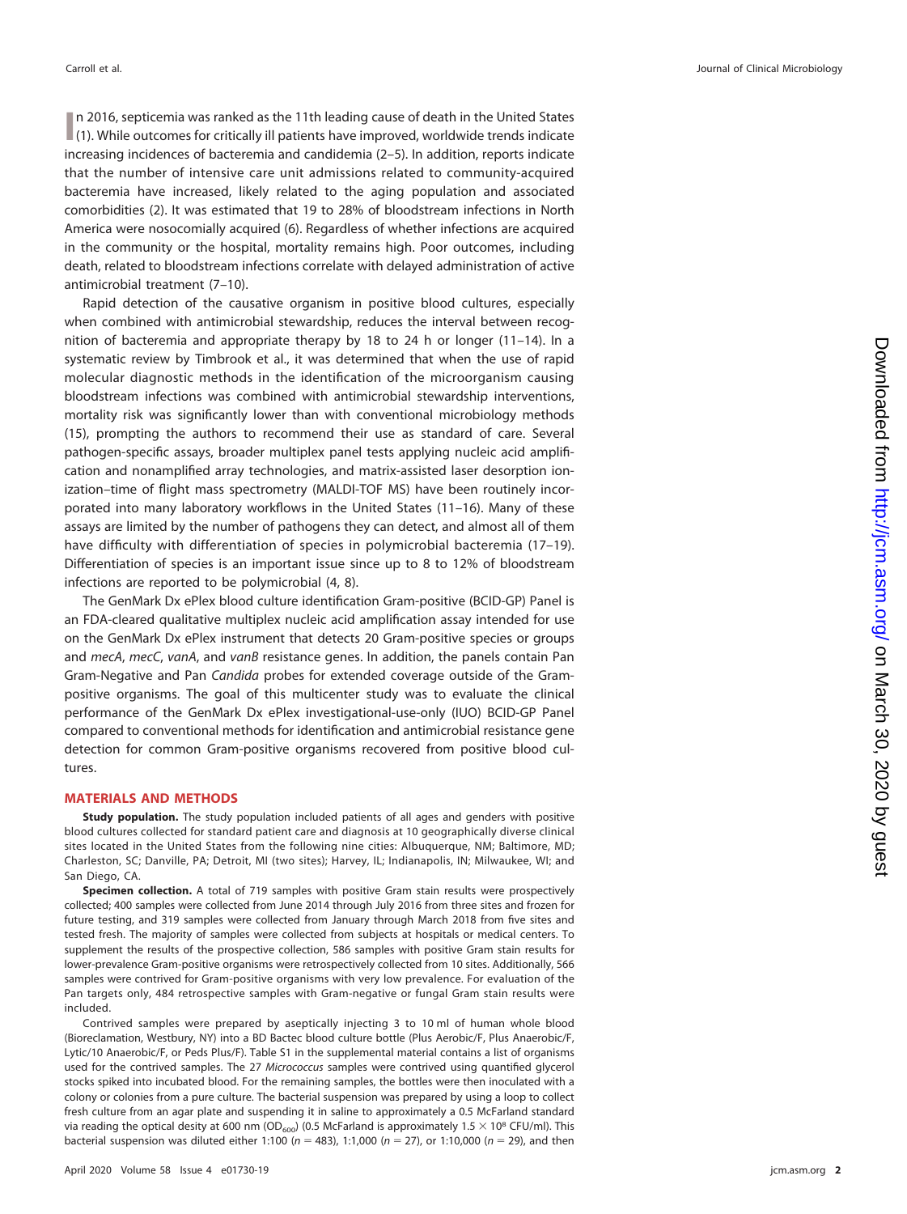In 2016, septicemia was ranked as the 11th leading cause of death in the United States (1). While outcomes for critically ill patients have improved, worldwide trends indicate increasing incidences of bacteremia and candidemia (2–5). In addition, reports indicate that the number of intensive care unit admissions related to community-acquired bacteremia have increased, likely related to the aging population and associated comorbidities (2). It was estimated that 19 to 28% of bloodstream infections in North America were nosocomially acquired (6). Regardless of whether infections are acquired in the community or the hospital, mortality remains high. Poor outcomes, including death, related to bloodstream infections correlate with delayed administration of active antimicrobial treatment (7–10).

Rapid detection of the causative organism in positive blood cultures, especially when combined with antimicrobial stewardship, reduces the interval between recognition of bacteremia and appropriate therapy by 18 to 24 h or longer (11–14). In a systematic review by Timbrook et al., it was determined that when the use of rapid molecular diagnostic methods in the identification of the microorganism causing bloodstream infections was combined with antimicrobial stewardship interventions, mortality risk was significantly lower than with conventional microbiology methods (15), prompting the authors to recommend their use as standard of care. Several pathogen-specific assays, broader multiplex panel tests applying nucleic acid amplification and nonamplified array technologies, and matrix-assisted laser desorption ionization–time of flight mass spectrometry (MALDI-TOF MS) have been routinely incorporated into many laboratory workflows in the United States (11–16). Many of these assays are limited by the number of pathogens they can detect, and almost all of them have difficulty with differentiation of species in polymicrobial bacteremia (17–19). Differentiation of species is an important issue since up to 8 to 12% of bloodstream infections are reported to be polymicrobial (4, 8).

The GenMark Dx ePlex blood culture identification Gram-positive (BCID-GP) Panel is an FDA-cleared qualitative multiplex nucleic acid amplification assay intended for use on the GenMark Dx ePlex instrument that detects 20 Gram-positive species or groups and *mecA*, *mecC*, *vanA*, and *vanB* resistance genes. In addition, the panels contain Pan Gram-Negative and Pan *Candida* probes for extended coverage outside of the Gram-positive organisms. The goal of this multicenter study was to evaluate the clinical performance of the GenMark Dx ePlex investigational-use-only (IUO) BCID-GP Panel compared to conventional methods for identification and antimicrobial resistance gene detection for common Gram-positive organisms recovered from positive blood cultures.

## MATERIALS AND METHODS

**Study population.** The study population included patients of all ages and genders with positive blood cultures collected for standard patient care and diagnosis at 10 geographically diverse clinical sites located in the United States from the following nine cities: Albuquerque, NM; Baltimore, MD; Charleston, SC; Danville, PA; Detroit, MI (two sites); Harvey, IL; Indianapolis, IN; Milwaukee, WI; and San Diego, CA.

**Specimen collection.** A total of 719 samples with positive Gram stain results were prospectively collected; 400 samples were collected from June 2014 through July 2016 from three sites and frozen for future testing, and 319 samples were collected from January through March 2018 from five sites and tested fresh. The majority of samples were collected from subjects at hospitals or medical centers. To supplement the results of the prospective collection, 586 samples with positive Gram stain results for lower-prevalence Gram-positive organisms were retrospectively collected from 10 sites. Additionally, 566 samples were contrived for Gram-positive organisms with very low prevalence. For evaluation of the Pan targets only, 484 retrospective samples with Gram-negative or fungal Gram stain results were included.

Contrived samples were prepared by aseptically injecting 3 to 10 ml of human whole blood (Bioreclamation, Westbury, NY) into a BD Bactec blood culture bottle (Plus Aerobic/F, Plus Anaerobic/F, Lytic/10 Anaerobic/F, or Peds Plus/F). Table S1 in the supplemental material contains a list of organisms used for the contrived samples. The 27 *Micrococcus* samples were contrived using quantified glycerol stocks spiked into incubated blood. For the remaining samples, the bottles were then inoculated with a colony or colonies from a pure culture. The bacterial suspension was prepared by using a loop to collect fresh culture from an agar plate and suspending it in saline to approximately a 0.5 McFarland standard via reading the optical desity at 600 nm ($OD_{600}$) (0.5 McFarland is approximately $1.5 \times 10^8$ CFU/ml). This bacterial suspension was diluted either 1:100 ($n = 483$), 1:1,000 ($n = 27$), or 1:10,000 ($n = 29$), and then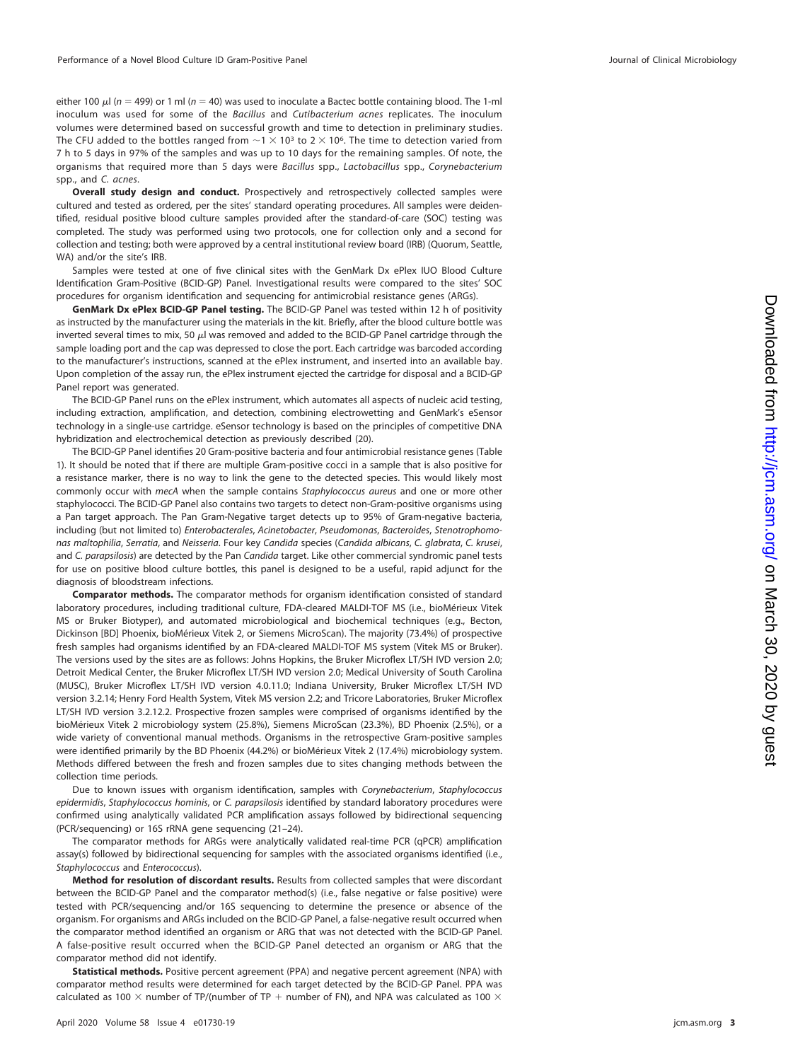either 100 μl ($n = 499$) or 1 ml ($n = 40$) was used to inoculate a Bactec bottle containing blood. The 1-ml inoculum was used for some of the *Bacillus* and *Cutibacterium acnes* replicates. The inoculum volumes were determined based on successful growth and time to detection in preliminary studies. The CFU added to the bottles ranged from $\sim 1 \times 10^3$ to $2 \times 10^6$. The time to detection varied from 7 h to 5 days in 97% of the samples and was up to 10 days for the remaining samples. Of note, the organisms that required more than 5 days were *Bacillus* spp., *Lactobacillus* spp., *Corynebacterium* spp., and *C. acnes*.

**Overall study design and conduct.** Prospectively and retrospectively collected samples were cultured and tested as ordered, per the sites' standard operating procedures. All samples were deidentified, residual positive blood culture samples provided after the standard-of-care (SOC) testing was completed. The study was performed using two protocols, one for collection only and a second for collection and testing; both were approved by a central institutional review board (IRB) (Quorum, Seattle, WA) and/or the site's IRB.

Samples were tested at one of five clinical sites with the GenMark Dx ePlex IUO Blood Culture Identification Gram-Positive (BCID-GP) Panel. Investigational results were compared to the sites' SOC procedures for organism identification and sequencing for antimicrobial resistance genes (ARGs).

**GenMark Dx ePlex BCID-GP Panel testing.** The BCID-GP Panel was tested within 12 h of positivity as instructed by the manufacturer using the materials in the kit. Briefly, after the blood culture bottle was inverted several times to mix, 50 μl was removed and added to the BCID-GP Panel cartridge through the sample loading port and the cap was depressed to close the port. Each cartridge was barcoded according to the manufacturer's instructions, scanned at the ePlex instrument, and inserted into an available bay. Upon completion of the assay run, the ePlex instrument ejected the cartridge for disposal and a BCID-GP Panel report was generated.

The BCID-GP Panel runs on the ePlex instrument, which automates all aspects of nucleic acid testing, including extraction, amplification, and detection, combining electrowetting and GenMark's eSensor technology in a single-use cartridge. eSensor technology is based on the principles of competitive DNA hybridization and electrochemical detection as previously described (20).

The BCID-GP Panel identifies 20 Gram-positive bacteria and four antimicrobial resistance genes (Table 1). It should be noted that if there are multiple Gram-positive cocci in a sample that is also positive for a resistance marker, there is no way to link the gene to the detected species. This would likely most commonly occur with *mecA* when the sample contains *Staphylococcus aureus* and one or more other staphylococci. The BCID-GP Panel also contains two targets to detect non-Gram-positive organisms using a Pan target approach. The Pan Gram-Negative target detects up to 95% of Gram-negative bacteria, including (but not limited to) *Enterobacterales*, *Acinetobacter*, *Pseudomonas*, *Bacteroides*, *Stenotrophomonas maltophilia*, *Serratia*, and *Neisseria*. Four key *Candida* species (*Candida albicans*, *C. glabrata*, *C. krusei*, and *C. parapsilosis*) are detected by the Pan *Candida* target. Like other commercial syndromic panel tests for use on positive blood culture bottles, this panel is designed to be a useful, rapid adjunct for the diagnosis of bloodstream infections.

**Comparator methods.** The comparator methods for organism identification consisted of standard laboratory procedures, including traditional culture, FDA-cleared MALDI-TOF MS (i.e., bioMérieux Vitek MS or Bruker Biotyper), and automated microbiological and biochemical techniques (e.g., Becton, Dickinson [BD] Phoenix, bioMérieux Vitek 2, or Siemens MicroScan). The majority (73.4%) of prospective fresh samples had organisms identified by an FDA-cleared MALDI-TOF MS system (Vitek MS or Bruker). The versions used by the sites are as follows: Johns Hopkins, the Bruker Microflex LT/SH IVD version 2.0; Detroit Medical Center, the Bruker Microflex LT/SH IVD version 2.0; Medical University of South Carolina (MUSC), Bruker Microflex LT/SH IVD version 4.0.11.0; Indiana University, Bruker Microflex LT/SH IVD version 3.2.14; Henry Ford Health System, Vitek MS version 2.2; and Tricore Laboratories, Bruker Microflex LT/SH IVD version 3.2.12.2. Prospective frozen samples were comprised of organisms identified by the bioMérieux Vitek 2 microbiology system (25.8%), Siemens MicroScan (23.3%), BD Phoenix (2.5%), or a wide variety of conventional manual methods. Organisms in the retrospective Gram-positive samples were identified primarily by the BD Phoenix (44.2%) or bioMérieux Vitek 2 (17.4%) microbiology system. Methods differed between the fresh and frozen samples due to sites changing methods between the collection time periods.

Due to known issues with organism identification, samples with *Corynebacterium*, *Staphylococcus epidermidis*, *Staphylococcus hominis*, or *C. parapsilosis* identified by standard laboratory procedures were confirmed using analytically validated PCR amplification assays followed by bidirectional sequencing (PCR/sequencing) or 16S rRNA gene sequencing (21–24).

The comparator methods for ARGs were analytically validated real-time PCR (qPCR) amplification assay(s) followed by bidirectional sequencing for samples with the associated organisms identified (i.e., *Staphylococcus* and *Enterococcus*).

**Method for resolution of discordant results.** Results from collected samples that were discordant between the BCID-GP Panel and the comparator method(s) (i.e., false negative or false positive) were tested with PCR/sequencing and/or 16S sequencing to determine the presence or absence of the organism. For organisms and ARGs included on the BCID-GP Panel, a false-negative result occurred when the comparator method identified an organism or ARG that was not detected with the BCID-GP Panel. A false-positive result occurred when the BCID-GP Panel detected an organism or ARG that the comparator method did not identify.

**Statistical methods.** Positive percent agreement (PPA) and negative percent agreement (NPA) with comparator method results were determined for each target detected by the BCID-GP Panel. PPA was calculated as $100 \times$ number of TP/(number of TP + number of FN), and NPA was calculated as $100 \times$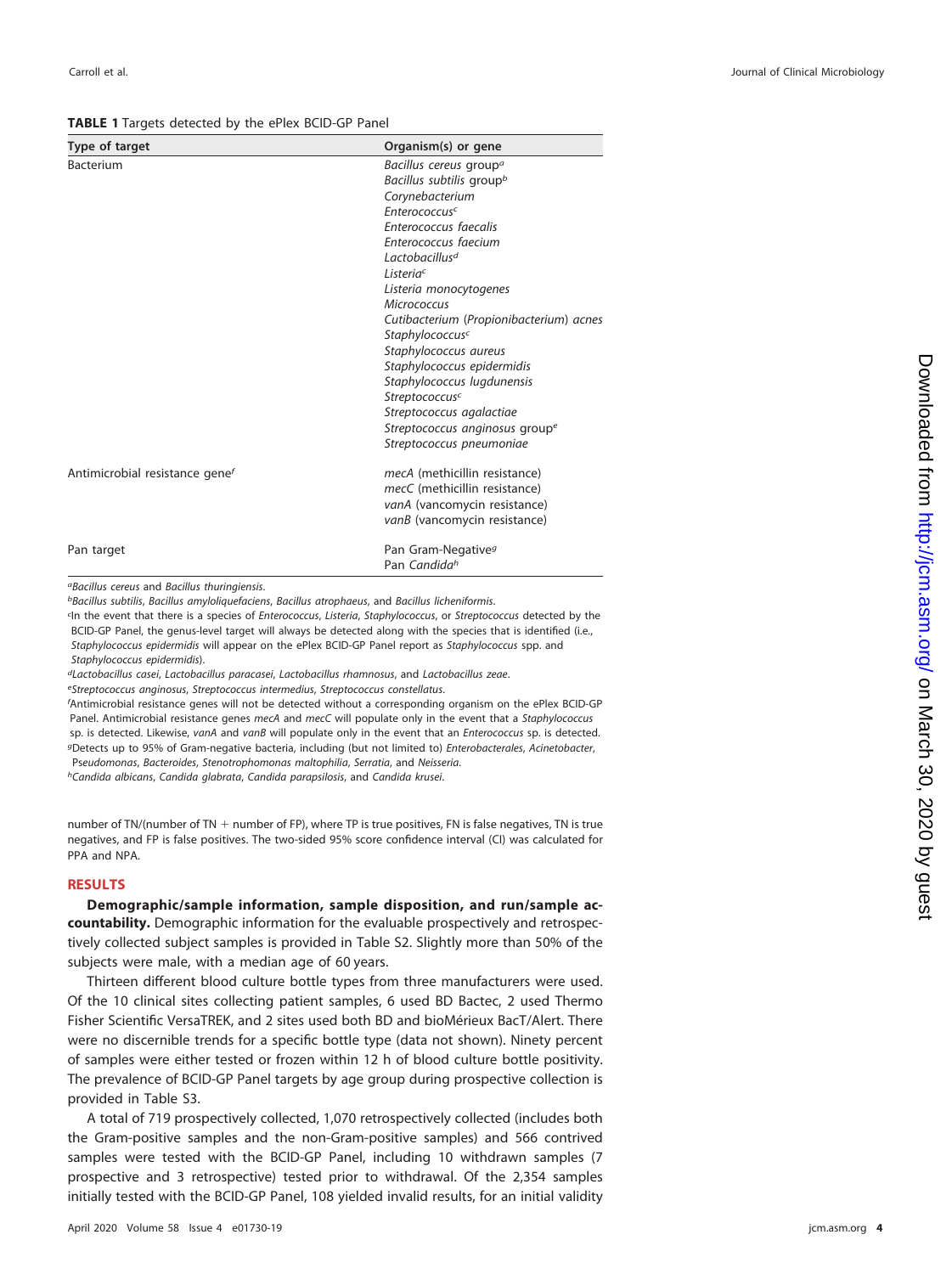**TABLE 1** Targets detected by the ePlex BCID-GP Panel

| Type of target | Organism(s) or gene |
| --- | --- |
| Bacterium | *Bacillus cereus* group[a] |
| | *Bacillus subtilis* group[b] |
| | *Corynebacterium* |
| | *Enterococcus*[c] |
| | *Enterococcus faecalis* |
| | *Enterococcus faecium* |
| | *Lactobacillus*[d] |
| | *Listeria*[c] |
| | *Listeria monocytogenes* |
| | *Micrococcus* |
| | *Cutibacterium* (*Propionibacterium*) *acnes* |
| | *Staphylococcus*[c] |
| | *Staphylococcus aureus* |
| | *Staphylococcus epidermidis* |
| | *Staphylococcus lugdunensis* |
| | *Streptococcus*[c] |
| | *Streptococcus agalactiae* |
| | *Streptococcus anginosus* group[e] |
| | *Streptococcus pneumoniae* |
| Antimicrobial resistance gene[f] | *mecA* (methicillin resistance) |
| | *mecC* (methicillin resistance) |
| | *vanA* (vancomycin resistance) |
| | *vanB* (vancomycin resistance) |
| Pan target | Pan Gram-Negative[g] |
| | Pan *Candida*[h] |

[a]*Bacillus cereus* and *Bacillus thuringiensis*.
[b]*Bacillus subtilis*, *Bacillus amyloliquefaciens*, *Bacillus atrophaeus*, and *Bacillus licheniformis*.
[c]In the event that there is a species of *Enterococcus*, *Listeria*, *Staphylococcus*, or *Streptococcus* detected by the BCID-GP Panel, the genus-level target will always be detected along with the species that is identified (i.e., *Staphylococcus epidermidis* will appear on the ePlex BCID-GP Panel report as *Staphylococcus* spp. and *Staphylococcus epidermidis*).
[d]*Lactobacillus casei*, *Lactobacillus paracasei*, *Lactobacillus rhamnosus*, and *Lactobacillus zeae*.
[e]*Streptococcus anginosus*, *Streptococcus intermedius*, *Streptococcus constellatus*.
[f]Antimicrobial resistance genes will not be detected without a corresponding organism on the ePlex BCID-GP Panel. Antimicrobial resistance genes *mecA* and *mecC* will populate only in the event that a *Staphylococcus* sp. is detected. Likewise, *vanA* and *vanB* will populate only in the event that an *Enterococcus* sp. is detected.
[g]Detects up to 95% of Gram-negative bacteria, including (but not limited to) *Enterobacterales*, *Acinetobacter*, *Pseudomonas*, *Bacteroides*, *Stenotrophomonas maltophilia*, *Serratia*, and *Neisseria*.
[h]*Candida albicans*, *Candida glabrata*, *Candida parapsilosis*, and *Candida krusei*.

number of TN/(number of TN + number of FP), where TP is true positives, FN is false negatives, TN is true negatives, and FP is false positives. The two-sided 95% score confidence interval (CI) was calculated for PPA and NPA.

## RESULTS

**Demographic/sample information, sample disposition, and run/sample accountability.** Demographic information for the evaluable prospectively and retrospectively collected subject samples is provided in Table S2. Slightly more than 50% of the subjects were male, with a median age of 60 years.

Thirteen different blood culture bottle types from three manufacturers were used. Of the 10 clinical sites collecting patient samples, 6 used BD Bactec, 2 used Thermo Fisher Scientific VersaTREK, and 2 sites used both BD and bioMérieux BacT/Alert. There were no discernible trends for a specific bottle type (data not shown). Ninety percent of samples were either tested or frozen within 12 h of blood culture bottle positivity. The prevalence of BCID-GP Panel targets by age group during prospective collection is provided in Table S3.

A total of 719 prospectively collected, 1,070 retrospectively collected (includes both the Gram-positive samples and the non-Gram-positive samples) and 566 contrived samples were tested with the BCID-GP Panel, including 10 withdrawn samples (7 prospective and 3 retrospective) tested prior to withdrawal. Of the 2,354 samples initially tested with the BCID-GP Panel, 108 yielded invalid results, for an initial validity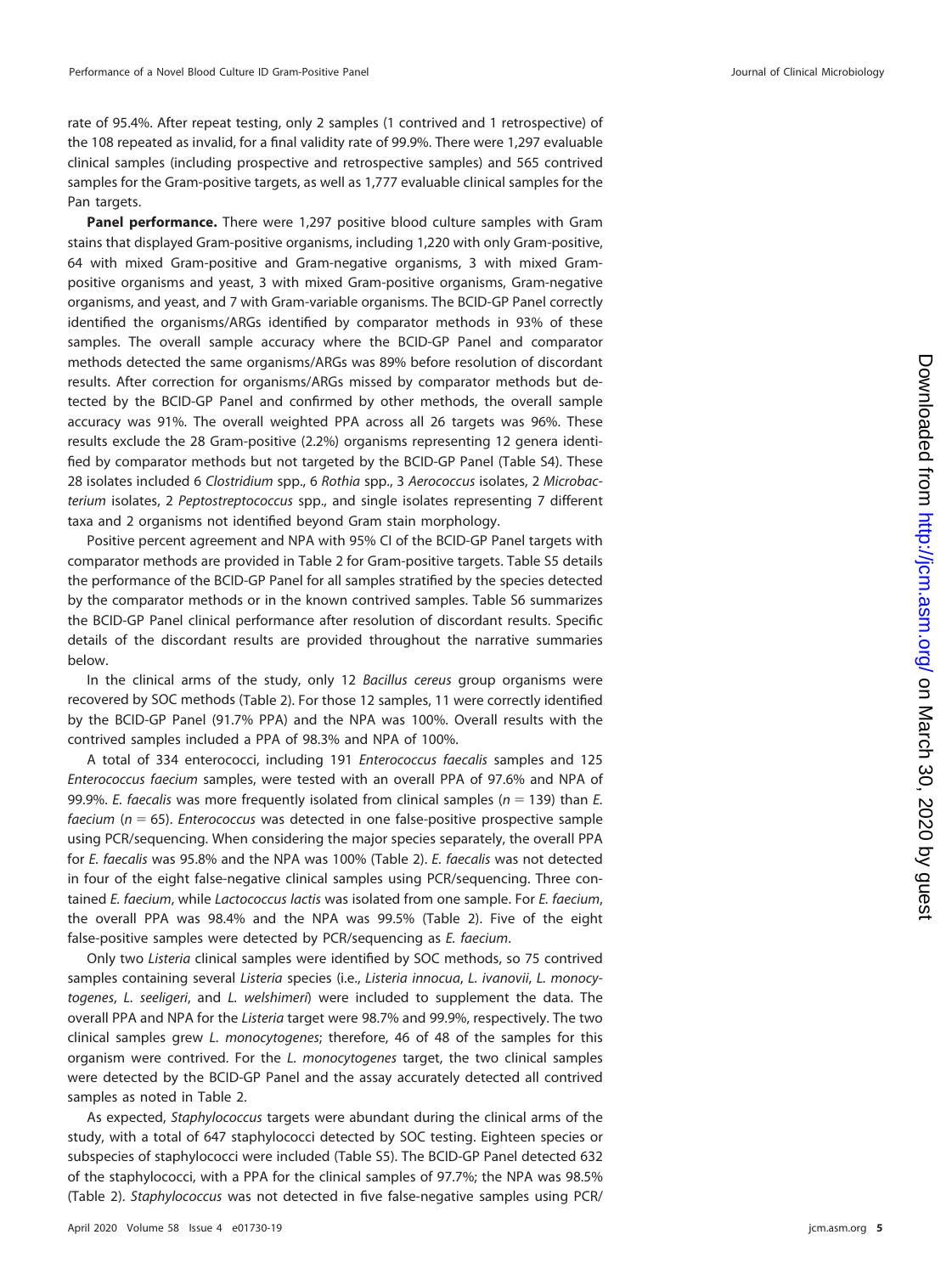rate of 95.4%. After repeat testing, only 2 samples (1 contrived and 1 retrospective) of the 108 repeated as invalid, for a final validity rate of 99.9%. There were 1,297 evaluable clinical samples (including prospective and retrospective samples) and 565 contrived samples for the Gram-positive targets, as well as 1,777 evaluable clinical samples for the Pan targets.

**Panel performance.** There were 1,297 positive blood culture samples with Gram stains that displayed Gram-positive organisms, including 1,220 with only Gram-positive, 64 with mixed Gram-positive and Gram-negative organisms, 3 with mixed Gram-positive organisms and yeast, 3 with mixed Gram-positive organisms, Gram-negative organisms, and yeast, and 7 with Gram-variable organisms. The BCID-GP Panel correctly identified the organisms/ARGs identified by comparator methods in 93% of these samples. The overall sample accuracy where the BCID-GP Panel and comparator methods detected the same organisms/ARGs was 89% before resolution of discordant results. After correction for organisms/ARGs missed by comparator methods but detected by the BCID-GP Panel and confirmed by other methods, the overall sample accuracy was 91%. The overall weighted PPA across all 26 targets was 96%. These results exclude the 28 Gram-positive (2.2%) organisms representing 12 genera identified by comparator methods but not targeted by the BCID-GP Panel (Table S4). These 28 isolates included 6 *Clostridium* spp., 6 *Rothia* spp., 3 *Aerococcus* isolates, 2 *Microbacterium* isolates, 2 *Peptostreptococcus* spp., and single isolates representing 7 different taxa and 2 organisms not identified beyond Gram stain morphology.

Positive percent agreement and NPA with 95% CI of the BCID-GP Panel targets with comparator methods are provided in Table 2 for Gram-positive targets. Table S5 details the performance of the BCID-GP Panel for all samples stratified by the species detected by the comparator methods or in the known contrived samples. Table S6 summarizes the BCID-GP Panel clinical performance after resolution of discordant results. Specific details of the discordant results are provided throughout the narrative summaries below.

In the clinical arms of the study, only 12 *Bacillus cereus* group organisms were recovered by SOC methods (Table 2). For those 12 samples, 11 were correctly identified by the BCID-GP Panel (91.7% PPA) and the NPA was 100%. Overall results with the contrived samples included a PPA of 98.3% and NPA of 100%.

A total of 334 enterococci, including 191 *Enterococcus faecalis* samples and 125 *Enterococcus faecium* samples, were tested with an overall PPA of 97.6% and NPA of 99.9%. *E. faecalis* was more frequently isolated from clinical samples ($n = 139$) than *E. faecium* ($n = 65$). *Enterococcus* was detected in one false-positive prospective sample using PCR/sequencing. When considering the major species separately, the overall PPA for *E. faecalis* was 95.8% and the NPA was 100% (Table 2). *E. faecalis* was not detected in four of the eight false-negative clinical samples using PCR/sequencing. Three contained *E. faecium*, while *Lactococcus lactis* was isolated from one sample. For *E. faecium*, the overall PPA was 98.4% and the NPA was 99.5% (Table 2). Five of the eight false-positive samples were detected by PCR/sequencing as *E. faecium*.

Only two *Listeria* clinical samples were identified by SOC methods, so 75 contrived samples containing several *Listeria* species (i.e., *Listeria innocua*, *L. ivanovii*, *L. monocytogenes*, *L. seeligeri*, and *L. welshimeri*) were included to supplement the data. The overall PPA and NPA for the *Listeria* target were 98.7% and 99.9%, respectively. The two clinical samples grew *L. monocytogenes*; therefore, 46 of 48 of the samples for this organism were contrived. For the *L. monocytogenes* target, the two clinical samples were detected by the BCID-GP Panel and the assay accurately detected all contrived samples as noted in Table 2.

As expected, *Staphylococcus* targets were abundant during the clinical arms of the study, with a total of 647 staphylococci detected by SOC testing. Eighteen species or subspecies of staphylococci were included (Table S5). The BCID-GP Panel detected 632 of the staphylococci, with a PPA for the clinical samples of 97.7%; the NPA was 98.5% (Table 2). *Staphylococcus* was not detected in five false-negative samples using PCR/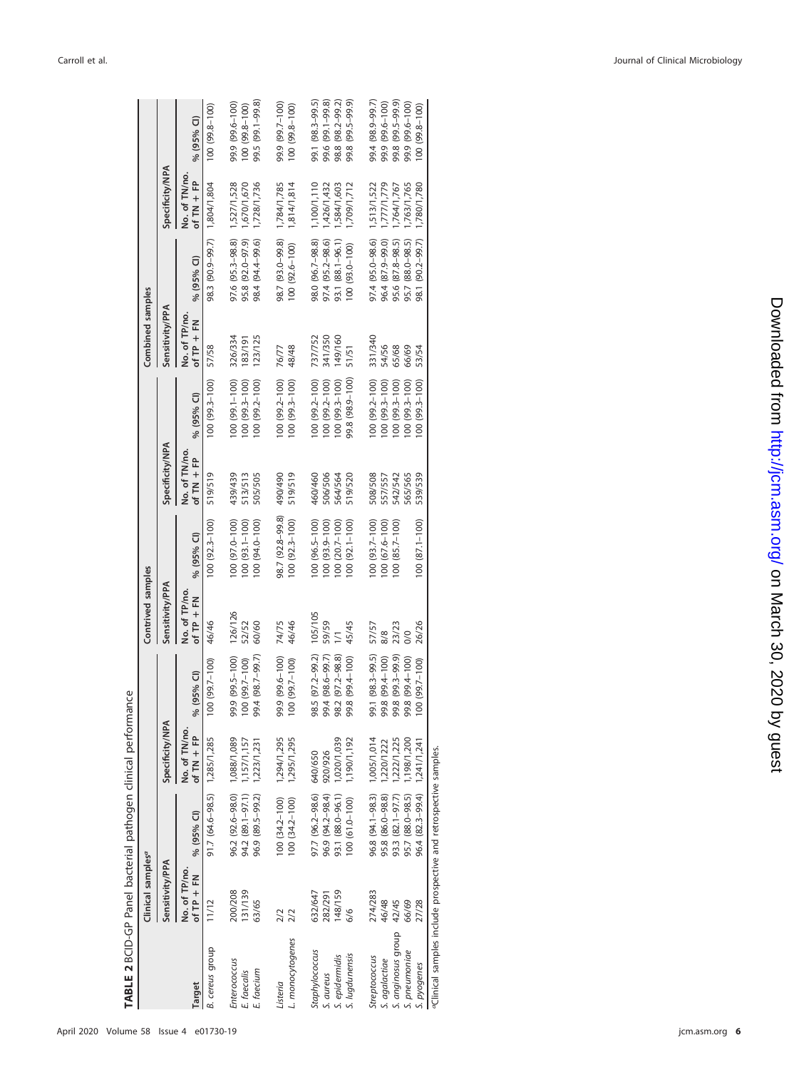**TABLE 2** BCID-GP Panel bacterial pathogen clinical performance

| Target | Clinical samples[a] | | | | Contrived samples | | | | Combined samples | | | |
|---|---|---|---|---|---|---|---|---|---|---|---|---|
| | Sensitivity/PPA | | Specificity/NPA | | Sensitivity/PPA | | Specificity/NPA | | Sensitivity/PPA | | Specificity/NPA | |
| | No. of TP/no. of TP + FN | % (95% CI) | No. of TN/no. of TN + FP | % (95% CI) | No. of TP/no. of TP + FN | % (95% CI) | No. of TN/no. of TN + FP | % (95% CI) | No. of TP/no. of TP + FN | % (95% CI) | No. of TN/no. of TN + FP | % (95% CI) |
| *B. cereus* group | 11/12 | 91.7 (64.6–98.5) | 1,285/1,285 | 100 (99.7–100) | 46/46 | 100 (92.3–100) | 519/519 | 100 (99.3–100) | 57/58 | 98.3 (90.9–99.7) | 1,804/1,804 | 100 (99.8–100) |
| *Enterococcus* | 200/208 | 96.2 (92.6–98.0) | 1,088/1,089 | 99.9 (99.5–100) | 126/126 | 100 (97.0–100) | 439/439 | 100 (99.1–100) | 326/334 | 97.6 (95.3–98.8) | 1,527/1,528 | 99.9 (99.6–100) |
| *E. faecalis* | 131/139 | 94.2 (89.1–97.1) | 1,157/1,157 | 100 (99.7–100) | 52/52 | 100 (93.1–100) | 513/513 | 100 (99.3–100) | 183/191 | 95.8 (92.0–97.9) | 1,670/1,670 | 100 (99.8–100) |
| *E. faecium* | 63/65 | 96.9 (89.5–99.2) | 1,223/1,231 | 99.4 (98.7–99.7) | 60/60 | 100 (94.0–100) | 505/505 | 100 (99.2–100) | 123/125 | 98.4 (94.4–99.6) | 1,728/1,736 | 99.5 (99.1–99.8) |
| *Listeria* | 2/2 | 100 (34.2–100) | 1,294/1,295 | 99.9 (99.6–100) | 74/75 | 98.7 (92.8–99.8) | 490/490 | 100 (99.2–100) | 76/77 | 98.7 (93.0–99.8) | 1,784/1,785 | 99.9 (99.7–100) |
| *L. monocytogenes* | 2/2 | 100 (34.2–100) | 1,295/1,295 | 100 (99.7–100) | 46/46 | 100 (92.3–100) | 519/519 | 100 (99.3–100) | 48/48 | 100 (92.6–100) | 1,814/1,814 | 100 (99.8–100) |
| *Staphylococcus* | 632/647 | 97.7 (96.2–98.6) | 640/650 | 98.5 (97.2–99.2) | 105/105 | 100 (96.5–100) | 460/460 | 100 (99.2–100) | 737/752 | 98.0 (96.7–98.8) | 1,100/1,110 | 99.1 (98.3–99.5) |
| *S. aureus* | 282/291 | 96.9 (94.2–98.4) | 920/926 | 99.4 (98.6–99.7) | 59/59 | 100 (93.9–100) | 506/506 | 100 (99.2–100) | 341/350 | 97.4 (95.2–98.6) | 1,426/1,432 | 99.6 (99.1–99.8) |
| *S. epidermidis* | 148/159 | 93.1 (88.0–96.1) | 1,020/1,039 | 98.2 (97.2–98.8) | 1/1 | 100 (20.7–100) | 564/564 | 100 (99.3–100) | 149/160 | 93.1 (88.1–96.1) | 1,584/1,603 | 98.8 (98.2–99.2) |
| *S. lugdunensis* | 6/6 | 100 (61.0–100) | 1,190/1,192 | 99.8 (99.4–100) | 45/45 | 100 (92.1–100) | 519/520 | 99.8 (98.9–100) | 51/51 | 100 (93.0–100) | 1,709/1,712 | 99.8 (99.5–99.9) |
| *Streptococcus* | 274/283 | 96.8 (94.1–98.3) | 1,005/1,014 | 99.1 (98.3–99.5) | 57/57 | 100 (93.7–100) | 508/508 | 100 (99.2–100) | 331/340 | 97.4 (95.0–98.6) | 1,513/1,522 | 99.4 (98.9–99.7) |
| *S. agalactiae* | 46/48 | 95.8 (86.0–98.8) | 1,220/1222 | 99.8 (99.4–100) | 8/8 | 100 (67.6–100) | 557/557 | 100 (99.3–100) | 54/56 | 96.4 (87.9–99.0) | 1,777/1,779 | 99.9 (99.6–100) |
| *S. anginosus* group | 42/45 | 93.3 (82.1–97.7) | 1,222/1,225 | 99.8 (99.3–99.9) | 23/23 | 100 (85.7–100) | 542/542 | 100 (99.3–100) | 65/68 | 95.6 (87.8–98.5) | 1,764/1,767 | 99.8 (99.5–99.9) |
| *S. pneumoniae* | 66/69 | 95.7 (88.0–98.5) | 1,198/1,200 | 99.8 (99.4–100) | 0/0 | | 565/565 | 100 (99.3–100) | 66/69 | 95.7 (88.0–98.5) | 1,763/1,765 | 99.9 (99.6–100) |
| *S. pyogenes* | 27/28 | 96.4 (82.3–99.4) | 1,241/1,241 | 100 (99.7–100) | 26/26 | 100 (87.1–100) | 539/539 | 100 (99.3–100) | 53/54 | 98.1 (90.2–99.7) | 1,780/1,780 | 100 (99.8–100) |

[a]Clinical samples include prospective and retrospective samples.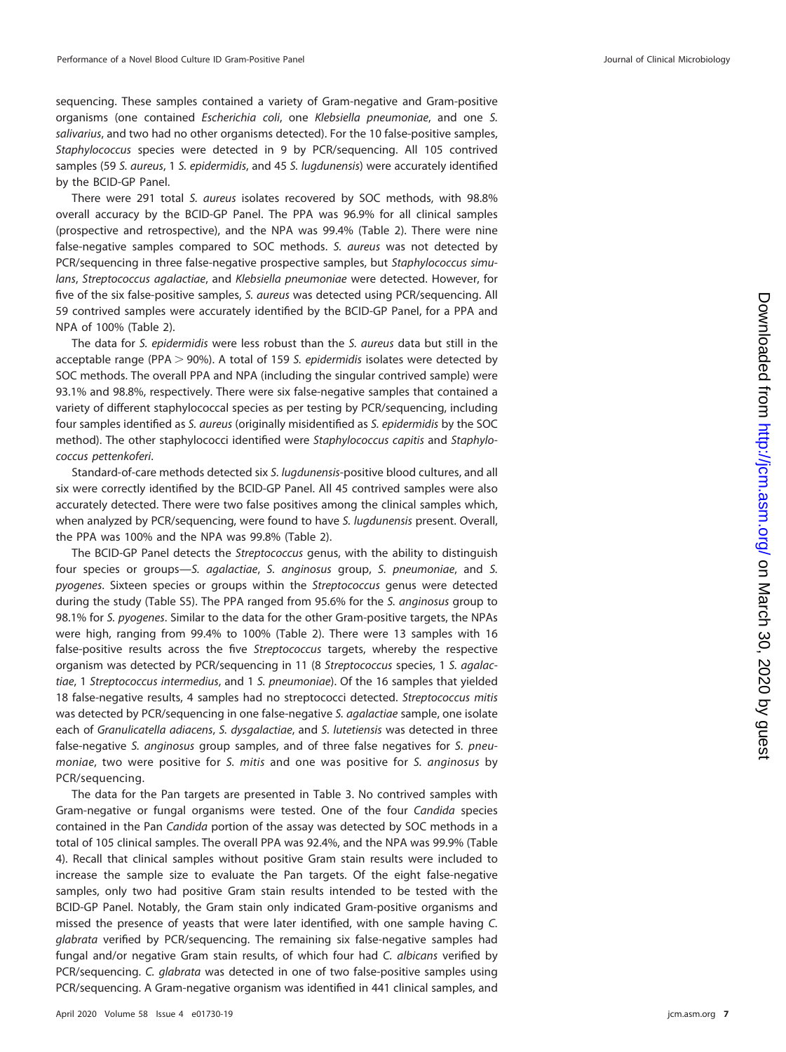sequencing. These samples contained a variety of Gram-negative and Gram-positive organisms (one contained *Escherichia coli*, one *Klebsiella pneumoniae*, and one *S. salivarius*, and two had no other organisms detected). For the 10 false-positive samples, *Staphylococcus* species were detected in 9 by PCR/sequencing. All 105 contrived samples (59 *S. aureus*, 1 *S. epidermidis*, and 45 *S. lugdunensis*) were accurately identified by the BCID-GP Panel.

There were 291 total *S. aureus* isolates recovered by SOC methods, with 98.8% overall accuracy by the BCID-GP Panel. The PPA was 96.9% for all clinical samples (prospective and retrospective), and the NPA was 99.4% (Table 2). There were nine false-negative samples compared to SOC methods. *S. aureus* was not detected by PCR/sequencing in three false-negative prospective samples, but *Staphylococcus simulans*, *Streptococcus agalactiae*, and *Klebsiella pneumoniae* were detected. However, for five of the six false-positive samples, *S. aureus* was detected using PCR/sequencing. All 59 contrived samples were accurately identified by the BCID-GP Panel, for a PPA and NPA of 100% (Table 2).

The data for *S. epidermidis* were less robust than the *S. aureus* data but still in the acceptable range (PPA > 90%). A total of 159 *S. epidermidis* isolates were detected by SOC methods. The overall PPA and NPA (including the singular contrived sample) were 93.1% and 98.8%, respectively. There were six false-negative samples that contained a variety of different staphylococcal species as per testing by PCR/sequencing, including four samples identified as *S. aureus* (originally misidentified as *S. epidermidis* by the SOC method). The other staphylococci identified were *Staphylococcus capitis* and *Staphylococcus pettenkoferi*.

Standard-of-care methods detected six *S. lugdunensis*-positive blood cultures, and all six were correctly identified by the BCID-GP Panel. All 45 contrived samples were also accurately detected. There were two false positives among the clinical samples which, when analyzed by PCR/sequencing, were found to have *S. lugdunensis* present. Overall, the PPA was 100% and the NPA was 99.8% (Table 2).

The BCID-GP Panel detects the *Streptococcus* genus, with the ability to distinguish four species or groups—*S. agalactiae*, *S. anginosus* group, *S. pneumoniae*, and *S. pyogenes*. Sixteen species or groups within the *Streptococcus* genus were detected during the study (Table S5). The PPA ranged from 95.6% for the *S. anginosus* group to 98.1% for *S. pyogenes*. Similar to the data for the other Gram-positive targets, the NPAs were high, ranging from 99.4% to 100% (Table 2). There were 13 samples with 16 false-positive results across the five *Streptococcus* targets, whereby the respective organism was detected by PCR/sequencing in 11 (8 *Streptococcus* species, 1 *S. agalactiae*, 1 *Streptococcus intermedius*, and 1 *S. pneumoniae*). Of the 16 samples that yielded 18 false-negative results, 4 samples had no streptococci detected. *Streptococcus mitis* was detected by PCR/sequencing in one false-negative *S. agalactiae* sample, one isolate each of *Granulicatella adiacens*, *S. dysgalactiae*, and *S. lutetiensis* was detected in three false-negative *S. anginosus* group samples, and of three false negatives for *S. pneumoniae*, two were positive for *S. mitis* and one was positive for *S. anginosus* by PCR/sequencing.

The data for the Pan targets are presented in Table 3. No contrived samples with Gram-negative or fungal organisms were tested. One of the four *Candida* species contained in the Pan *Candida* portion of the assay was detected by SOC methods in a total of 105 clinical samples. The overall PPA was 92.4%, and the NPA was 99.9% (Table 4). Recall that clinical samples without positive Gram stain results were included to increase the sample size to evaluate the Pan targets. Of the eight false-negative samples, only two had positive Gram stain results intended to be tested with the BCID-GP Panel. Notably, the Gram stain only indicated Gram-positive organisms and missed the presence of yeasts that were later identified, with one sample having *C. glabrata* verified by PCR/sequencing. The remaining six false-negative samples had fungal and/or negative Gram stain results, of which four had *C. albicans* verified by PCR/sequencing. *C. glabrata* was detected in one of two false-positive samples using PCR/sequencing. A Gram-negative organism was identified in 441 clinical samples, and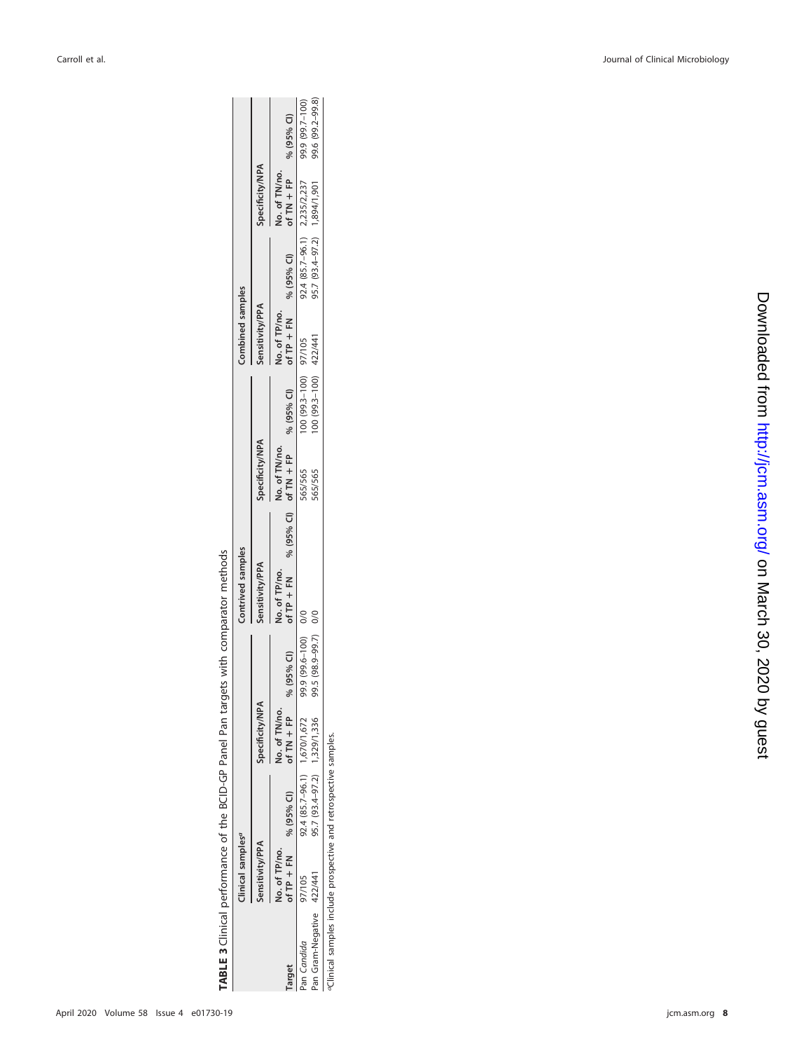**TABLE 3** Clinical performance of the BCID-GP Panel Pan targets with comparator methods

| Target | Clinical samples[a] | | | | Contrived samples | | | | Combined samples | | | |
|---|---|---|---|---|---|---|---|---|---|---|---|---|
| | Sensitivity/PPA | | Specificity/NPA | | Sensitivity/PPA | | Specificity/NPA | | Sensitivity/PPA | | Specificity/NPA | |
| | No. of TP/no. of TP + FN | % (95% CI) | No. of TN/no. of TN + FP | % (95% CI) | No. of TP/no. of TP + FN | % (95% CI) | No. of TN/no. of TN + FP | % (95% CI) | No. of TP/no. of TP + FN | % (95% CI) | No. of TN/no. of TN + FP | % (95% CI) |
| Pan *Candida* | 97/105 | 92.4 (85.7–96.1) | 1,670/1,672 | 99.9 (99.6–100) | 0/0 | | 565/565 | 100 (99.3–100) | 97/105 | 92.4 (85.7–96.1) | 2,235/2,237 | 99.9 (99.7–100) |
| Pan Gram-Negative | 422/441 | 95.7 (93.4–97.2) | 1,329/1,336 | 99.5 (98.9–99.7) | 0/0 | | 565/565 | 100 (99.3–100) | 422/441 | 95.7 (93.4–97.2) | 1,894/1,901 | 99.6 (99.2–99.8) |

[a]Clinical samples include prospective and retrospective samples.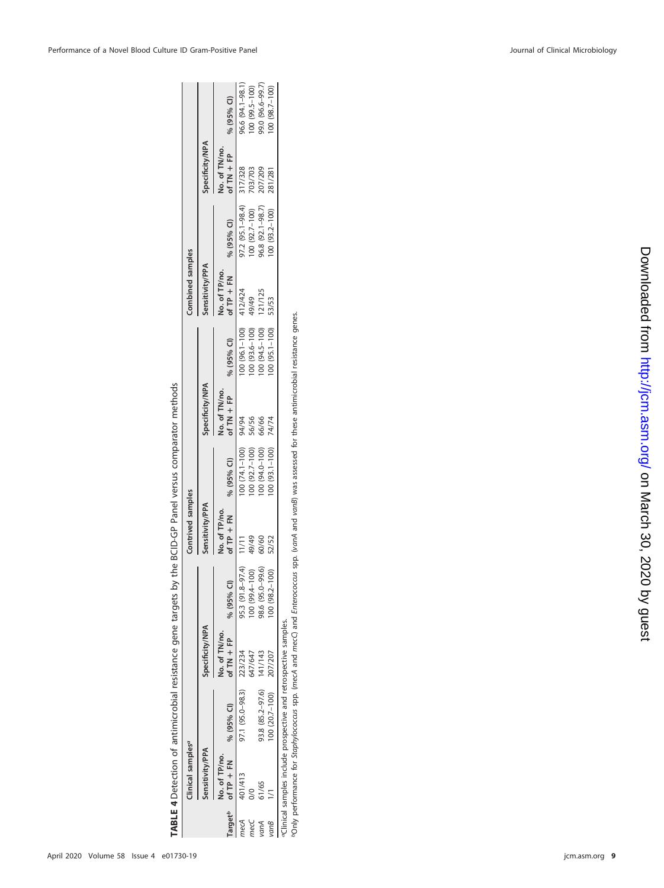**TABLE 4** Detection of antimicrobial resistance gene targets by the BCID-GP Panel versus comparator methods

| Target[b] | Clinical samples[a] | | | | Contrived samples | | | | Combined samples | | | |
|---|---|---|---|---|---|---|---|---|---|---|---|---|
| | Sensitivity/PPA | | Specificity/NPA | | Sensitivity/PPA | | Specificity/NPA | | Sensitivity/PPA | | Specificity/NPA | |
| | No. of TP/no. of TP + FN | % (95% CI) | No. of TN/no. of TN + FP | % (95% CI) | No. of TP/no. of TP + FN | % (95% CI) | No. of TN/no. of TN + FP | % (95% CI) | No. of TP/no. of TP + FN | % (95% CI) | No. of TN/no. of TN + FP | % (95% CI) |
| *mecA* | 401/413 | 97.1 (95.0–98.3) | 223/234 | 95.3 (91.8–97.4) | 11/11 | 100 (74.1–100) | 94/94 | 100 (96.1–100) | 412/424 | 97.2 (95.1–98.4) | 317/328 | 96.6 (94.1–98.1) |
| *mecC* | 0/0 | | 647/647 | 100 (99.4–100) | 49/49 | 100 (92.7–100) | 56/56 | 100 (93.6–100) | 49/49 | 100 (92.7–100) | 703/703 | 100 (99.5–100) |
| *vanA* | 61/65 | 93.8 (85.2–97.6) | 141/143 | 98.6 (95.0–99.6) | 60/60 | 100 (94.0–100) | 66/66 | 100 (94.5–100) | 121/125 | 96.8 (92.1–98.7) | 207/209 | 99.0 (96.6–99.7) |
| *vanB* | 1/1 | 100 (20.7–100) | 207/207 | 100 (98.2–100) | 52/52 | 100 (93.1–100) | 74/74 | 100 (95.1–100) | 53/53 | 100 (93.2–100) | 281/281 | 100 (98.7–100) |

[a]Clinical samples include prospective and retrospective samples.
[b]Only performance for *Staphylococcus* spp. (*mecA* and *mecC*) and *Enterococcus* spp. (*vanA* and *vanB*) was assessed for these antimicrobial resistance genes.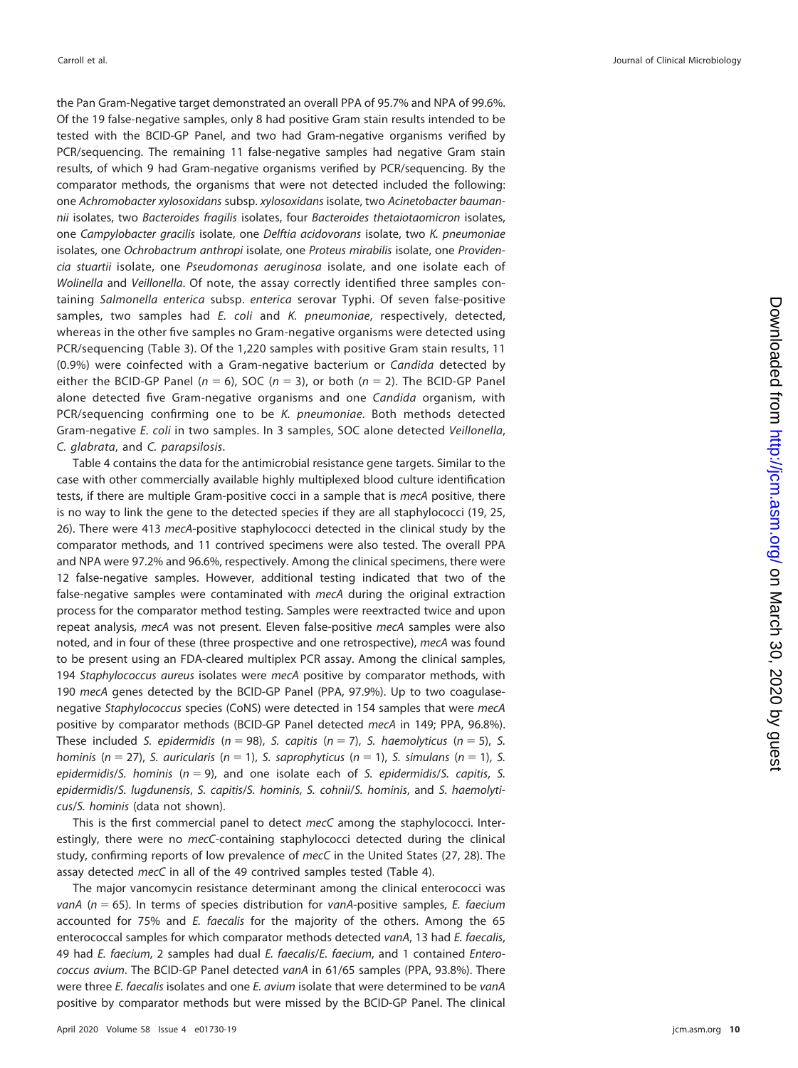the Pan Gram-Negative target demonstrated an overall PPA of 95.7% and NPA of 99.6%. Of the 19 false-negative samples, only 8 had positive Gram stain results intended to be tested with the BCID-GP Panel, and two had Gram-negative organisms verified by PCR/sequencing. The remaining 11 false-negative samples had negative Gram stain results, of which 9 had Gram-negative organisms verified by PCR/sequencing. By the comparator methods, the organisms that were not detected included the following: one *Achromobacter xylosoxidans* subsp. *xylosoxidans* isolate, two *Acinetobacter baumannii* isolates, two *Bacteroides fragilis* isolates, four *Bacteroides thetaiotaomicron* isolates, one *Campylobacter gracilis* isolate, one *Delftia acidovorans* isolate, two *K. pneumoniae* isolates, one *Ochrobactrum anthropi* isolate, one *Proteus mirabilis* isolate, one *Providencia stuartii* isolate, one *Pseudomonas aeruginosa* isolate, and one isolate each of *Wolinella* and *Veillonella*. Of note, the assay correctly identified three samples containing *Salmonella enterica* subsp. *enterica* serovar Typhi. Of seven false-positive samples, two samples had *E. coli* and *K. pneumoniae*, respectively, detected, whereas in the other five samples no Gram-negative organisms were detected using PCR/sequencing (Table 3). Of the 1,220 samples with positive Gram stain results, 11 (0.9%) were coinfected with a Gram-negative bacterium or *Candida* detected by either the BCID-GP Panel ($n = 6$), SOC ($n = 3$), or both ($n = 2$). The BCID-GP Panel alone detected five Gram-negative organisms and one *Candida* organism, with PCR/sequencing confirming one to be *K. pneumoniae*. Both methods detected Gram-negative *E. coli* in two samples. In 3 samples, SOC alone detected *Veillonella*, *C. glabrata*, and *C. parapsilosis*.

Table 4 contains the data for the antimicrobial resistance gene targets. Similar to the case with other commercially available highly multiplexed blood culture identification tests, if there are multiple Gram-positive cocci in a sample that is *mecA* positive, there is no way to link the gene to the detected species if they are all staphylococci (19, 25, 26). There were 413 *mecA*-positive staphylococci detected in the clinical study by the comparator methods, and 11 contrived specimens were also tested. The overall PPA and NPA were 97.2% and 96.6%, respectively. Among the clinical specimens, there were 12 false-negative samples. However, additional testing indicated that two of the false-negative samples were contaminated with *mecA* during the original extraction process for the comparator method testing. Samples were reextracted twice and upon repeat analysis, *mecA* was not present. Eleven false-positive *mecA* samples were also noted, and in four of these (three prospective and one retrospective), *mecA* was found to be present using an FDA-cleared multiplex PCR assay. Among the clinical samples, 194 *Staphylococcus aureus* isolates were *mecA* positive by comparator methods, with 190 *mecA* genes detected by the BCID-GP Panel (PPA, 97.9%). Up to two coagulase-negative *Staphylococcus* species (CoNS) were detected in 154 samples that were *mecA* positive by comparator methods (BCID-GP Panel detected *mecA* in 149; PPA, 96.8%). These included *S. epidermidis* ($n = 98$), *S. capitis* ($n = 7$), *S. haemolyticus* ($n = 5$), *S. hominis* ($n = 27$), *S. auricularis* ($n = 1$), *S. saprophyticus* ($n = 1$), *S. simulans* ($n = 1$), *S. epidermidis*/*S. hominis* ($n = 9$), and one isolate each of *S. epidermidis*/*S. capitis*, *S. epidermidis*/*S. lugdunensis*, *S. capitis*/*S. hominis*, *S. cohnii*/*S. hominis*, and *S. haemolyticus*/*S. hominis* (data not shown).

This is the first commercial panel to detect *mecC* among the staphylococci. Interestingly, there were no *mecC*-containing staphylococci detected during the clinical study, confirming reports of low prevalence of *mecC* in the United States (27, 28). The assay detected *mecC* in all of the 49 contrived samples tested (Table 4).

The major vancomycin resistance determinant among the clinical enterococci was *vanA* ($n = 65$). In terms of species distribution for *vanA*-positive samples, *E. faecium* accounted for 75% and *E. faecalis* for the majority of the others. Among the 65 enterococcal samples for which comparator methods detected *vanA*, 13 had *E. faecalis*, 49 had *E. faecium*, 2 samples had dual *E. faecalis*/*E. faecium*, and 1 contained *Enterococcus avium*. The BCID-GP Panel detected *vanA* in 61/65 samples (PPA, 93.8%). There were three *E. faecalis* isolates and one *E. avium* isolate that were determined to be *vanA* positive by comparator methods but were missed by the BCID-GP Panel. The clinical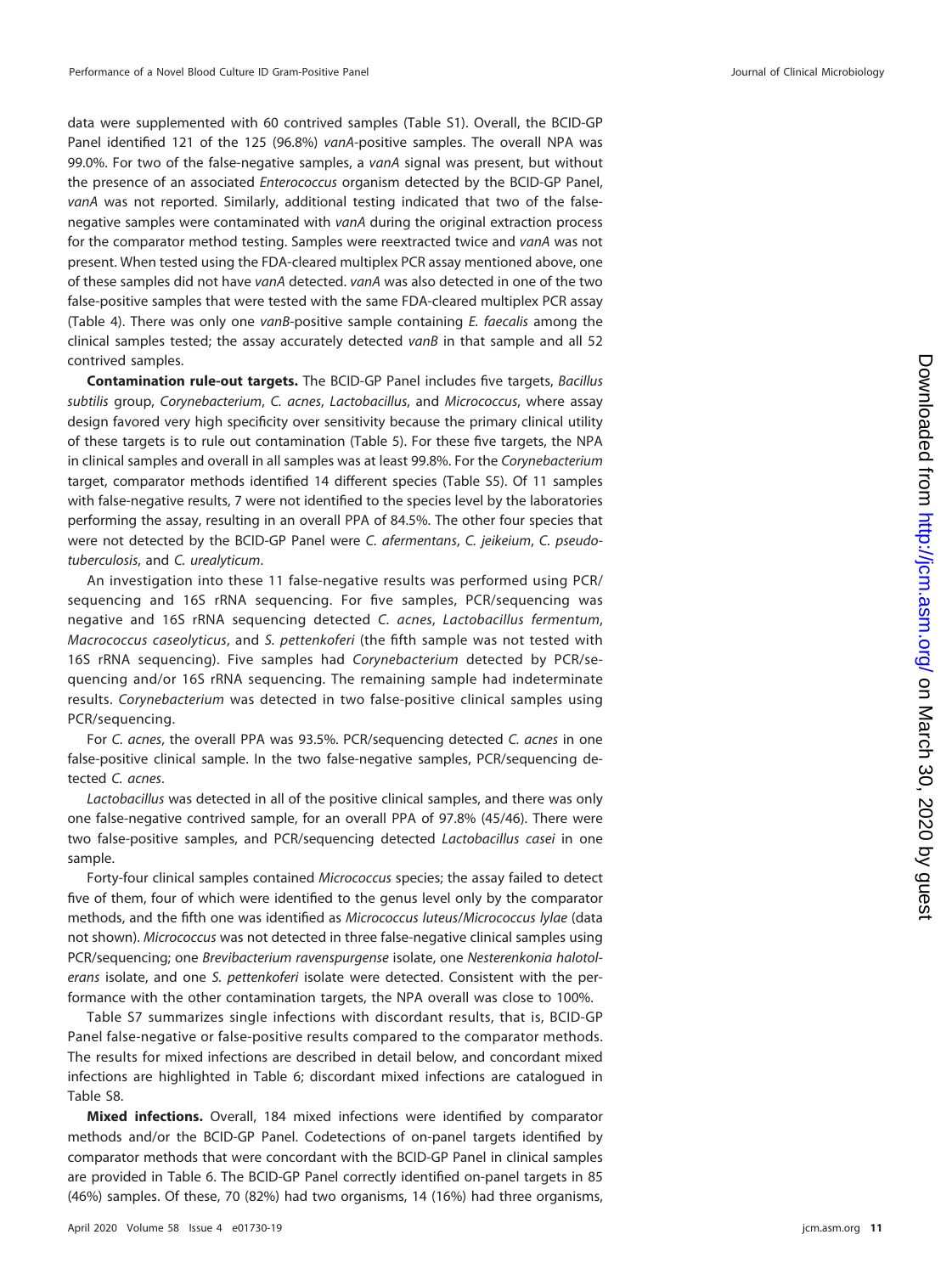data were supplemented with 60 contrived samples (Table S1). Overall, the BCID-GP Panel identified 121 of the 125 (96.8%) *vanA*-positive samples. The overall NPA was 99.0%. For two of the false-negative samples, a *vanA* signal was present, but without the presence of an associated *Enterococcus* organism detected by the BCID-GP Panel, *vanA* was not reported. Similarly, additional testing indicated that two of the false-negative samples were contaminated with *vanA* during the original extraction process for the comparator method testing. Samples were reextracted twice and *vanA* was not present. When tested using the FDA-cleared multiplex PCR assay mentioned above, one of these samples did not have *vanA* detected. *vanA* was also detected in one of the two false-positive samples that were tested with the same FDA-cleared multiplex PCR assay (Table 4). There was only one *vanB*-positive sample containing *E. faecalis* among the clinical samples tested; the assay accurately detected *vanB* in that sample and all 52 contrived samples.

**Contamination rule-out targets.** The BCID-GP Panel includes five targets, *Bacillus subtilis* group, *Corynebacterium*, *C. acnes*, *Lactobacillus*, and *Micrococcus*, where assay design favored very high specificity over sensitivity because the primary clinical utility of these targets is to rule out contamination (Table 5). For these five targets, the NPA in clinical samples and overall in all samples was at least 99.8%. For the *Corynebacterium* target, comparator methods identified 14 different species (Table S5). Of 11 samples with false-negative results, 7 were not identified to the species level by the laboratories performing the assay, resulting in an overall PPA of 84.5%. The other four species that were not detected by the BCID-GP Panel were *C. afermentans*, *C. jeikeium*, *C. pseudotuberculosis*, and *C. urealyticum*.

An investigation into these 11 false-negative results was performed using PCR/sequencing and 16S rRNA sequencing. For five samples, PCR/sequencing was negative and 16S rRNA sequencing detected *C. acnes*, *Lactobacillus fermentum*, *Macrococcus caseolyticus*, and *S. pettenkoferi* (the fifth sample was not tested with 16S rRNA sequencing). Five samples had *Corynebacterium* detected by PCR/sequencing and/or 16S rRNA sequencing. The remaining sample had indeterminate results. *Corynebacterium* was detected in two false-positive clinical samples using PCR/sequencing.

For *C. acnes*, the overall PPA was 93.5%. PCR/sequencing detected *C. acnes* in one false-positive clinical sample. In the two false-negative samples, PCR/sequencing detected *C. acnes*.

*Lactobacillus* was detected in all of the positive clinical samples, and there was only one false-negative contrived sample, for an overall PPA of 97.8% (45/46). There were two false-positive samples, and PCR/sequencing detected *Lactobacillus casei* in one sample.

Forty-four clinical samples contained *Micrococcus* species; the assay failed to detect five of them, four of which were identified to the genus level only by the comparator methods, and the fifth one was identified as *Micrococcus luteus*/*Micrococcus lylae* (data not shown). *Micrococcus* was not detected in three false-negative clinical samples using PCR/sequencing; one *Brevibacterium ravenspurgense* isolate, one *Nesterenkonia halotolerans* isolate, and one *S. pettenkoferi* isolate were detected. Consistent with the performance with the other contamination targets, the NPA overall was close to 100%.

Table S7 summarizes single infections with discordant results, that is, BCID-GP Panel false-negative or false-positive results compared to the comparator methods. The results for mixed infections are described in detail below, and concordant mixed infections are highlighted in Table 6; discordant mixed infections are catalogued in Table S8.

**Mixed infections.** Overall, 184 mixed infections were identified by comparator methods and/or the BCID-GP Panel. Codetections of on-panel targets identified by comparator methods that were concordant with the BCID-GP Panel in clinical samples are provided in Table 6. The BCID-GP Panel correctly identified on-panel targets in 85 (46%) samples. Of these, 70 (82%) had two organisms, 14 (16%) had three organisms,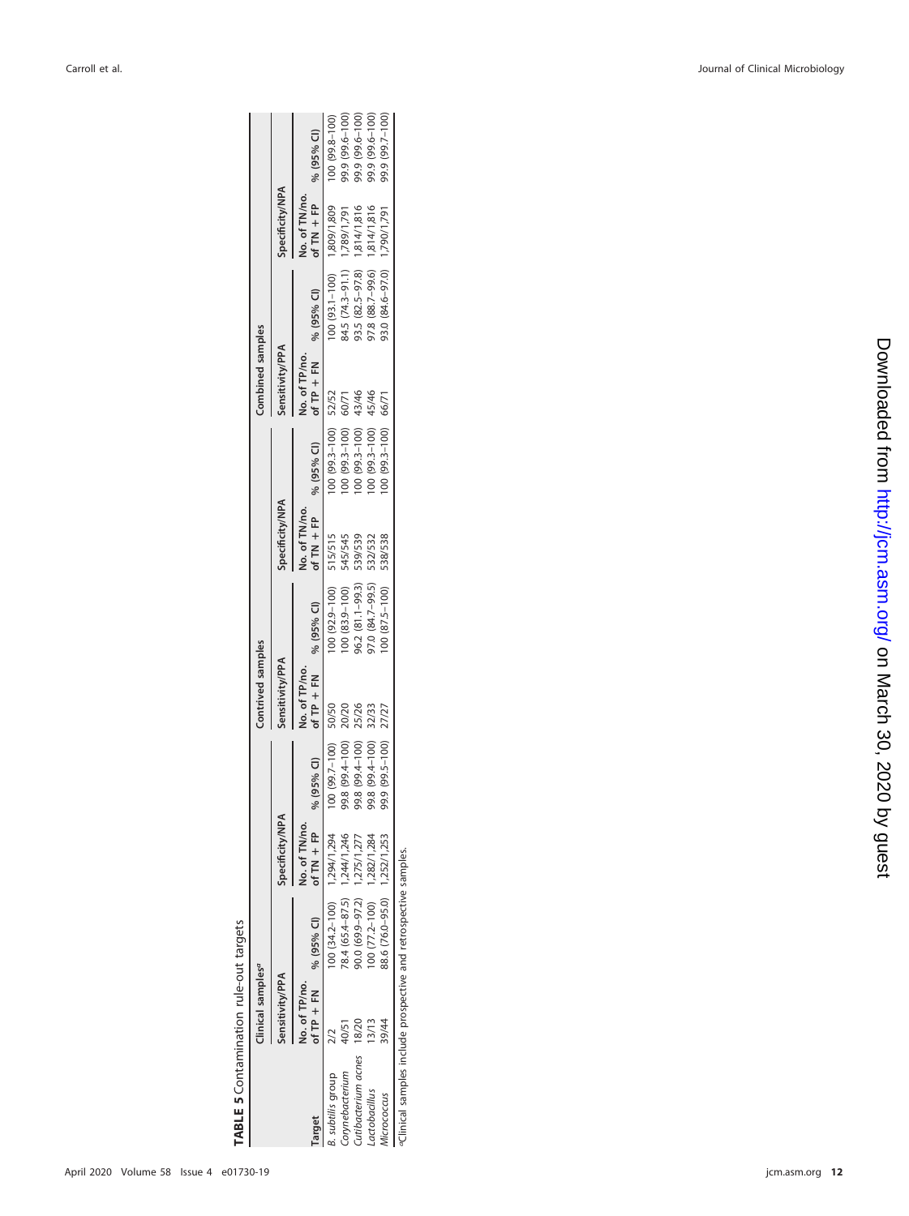**TABLE 5** Contamination rule-out targets

| Target | Clinical samples[a] | | | | Contrived samples | | | | Combined samples | | | |
|---|---|---|---|---|---|---|---|---|---|---|---|---|
| | Sensitivity/PPA | | Specificity/NPA | | Sensitivity/PPA | | Specificity/NPA | | Sensitivity/PPA | | Specificity/NPA | |
| | No. of TP/no. of TP + FN | % (95% CI) | No. of TN/no. of TN + FP | % (95% CI) | No. of TP/no. of TP + FN | % (95% CI) | No. of TN/no. of TN + FP | % (95% CI) | No. of TP/no. of TP + FN | % (95% CI) | No. of TN/no. of TN + FP | % (95% CI) |
| *B. subtilis* group | 2/2 | 100 (34.2–100) | 1,294/1,294 | 100 (99.7–100) | 50/50 | 100 (92.9–100) | 515/515 | 100 (99.3–100) | 52/52 | 100 (93.1–100) | 1,809/1,809 | 100 (99.8–100) |
| *Corynebacterium* | 40/51 | 78.4 (65.4–87.5) | 1,244/1,246 | 99.8 (99.4–100) | 20/20 | 100 (83.9–100) | 545/545 | 100 (99.3–100) | 60/71 | 84.5 (74.3–91.1) | 1,789/1,791 | 99.9 (99.6–100) |
| *Cutibacterium acnes* | 18/20 | 90.0 (69.9–97.2) | 1,275/1,277 | 99.8 (99.4–100) | 25/26 | 96.2 (81.1–99.3) | 539/539 | 100 (99.3–100) | 43/46 | 93.5 (82.5–97.8) | 1,814/1,816 | 99.9 (99.6–100) |
| *Lactobacillus* | 13/13 | 100 (77.2–100) | 1,282/1,284 | 99.8 (99.4–100) | 32/33 | 97.0 (84.7–99.5) | 532/532 | 100 (99.3–100) | 45/46 | 97.8 (88.7–99.6) | 1,814/1,816 | 99.9 (99.6–100) |
| *Micrococcus* | 39/44 | 88.6 (76.0–95.0) | 1,252/1,253 | 99.9 (99.5–100) | 27/27 | 100 (87.5–100) | 538/538 | 100 (99.3–100) | 66/71 | 93.0 (84.6–97.0) | 1,790/1,791 | 99.9 (99.7–100) |

[a]Clinical samples include prospective and retrospective samples.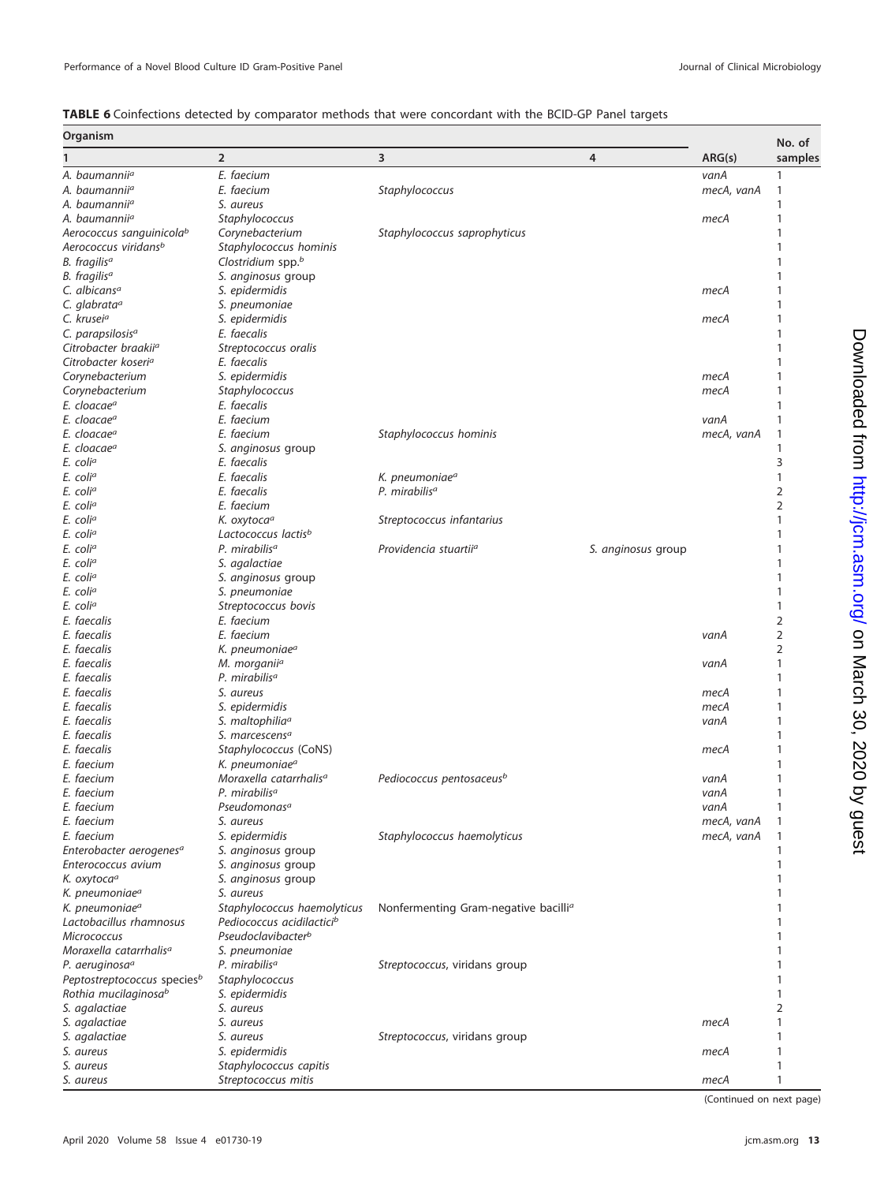**TABLE 6** Coinfections detected by comparator methods that were concordant with the BCID-GP Panel targets

| Organism | | | | | |
|---|---|---|---|---|---|
| 1 | 2 | 3 | 4 | ARG(s) | No. of samples |
| *A. baumannii*[a] | *E. faecium* | | | *vanA* | 1 |
| *A. baumannii*[a] | *E. faecium* | *Staphylococcus* | | *mecA, vanA* | 1 |
| *A. baumannii*[a] | *S. aureus* | | | | 1 |
| *A. baumannii*[a] | *Staphylococcus* | | | *mecA* | 1 |
| *Aerococcus sanguinicola*[b] | *Corynebacterium* | *Staphylococcus saprophyticus* | | | 1 |
| *Aerococcus viridans*[b] | *Staphylococcus hominis* | | | | 1 |
| *B. fragilis*[a] | *Clostridium* spp.[b] | | | | 1 |
| *B. fragilis*[a] | *S. anginosus* group | | | | 1 |
| *C. albicans*[a] | *S. epidermidis* | | | *mecA* | 1 |
| *C. glabrata*[a] | *S. pneumoniae* | | | | 1 |
| *C. krusei*[a] | *S. epidermidis* | | | *mecA* | 1 |
| *C. parapsilosis*[a] | *E. faecalis* | | | | 1 |
| *Citrobacter braakii*[a] | *Streptococcus oralis* | | | | 1 |
| *Citrobacter koseri*[a] | *E. faecalis* | | | | 1 |
| *Corynebacterium* | *S. epidermidis* | | | *mecA* | 1 |
| *Corynebacterium* | *Staphylococcus* | | | *mecA* | 1 |
| *E. cloacae*[a] | *E. faecalis* | | | | 1 |
| *E. cloacae*[a] | *E. faecium* | | | *vanA* | 1 |
| *E. cloacae*[a] | *E. faecium* | *Staphylococcus hominis* | | *mecA, vanA* | 1 |
| *E. cloacae*[a] | *S. anginosus* group | | | | 1 |
| *E. coli*[a] | *E. faecalis* | | | | 3 |
| *E. coli*[a] | *E. faecalis* | *K. pneumoniae*[a] | | | 1 |
| *E. coli*[a] | *E. faecalis* | *P. mirabilis*[a] | | | 2 |
| *E. coli*[a] | *E. faecium* | | | | 2 |
| *E. coli*[a] | *K. oxytoca*[a] | *Streptococcus infantarius* | | | 1 |
| *E. coli*[a] | *Lactococcus lactis*[b] | | | | 1 |
| *E. coli*[a] | *P. mirabilis*[a] | *Providencia stuartii*[a] | *S. anginosus* group | | 1 |
| *E. coli*[a] | *S. agalactiae* | | | | 1 |
| *E. coli*[a] | *S. anginosus* group | | | | 1 |
| *E. coli*[a] | *S. pneumoniae* | | | | 1 |
| *E. coli*[a] | *Streptococcus bovis* | | | | 1 |
| *E. faecalis* | *E. faecium* | | | | 2 |
| *E. faecalis* | *E. faecium* | | | *vanA* | 2 |
| *E. faecalis* | *K. pneumoniae*[a] | | | | 2 |
| *E. faecalis* | *M. morganii*[a] | | | *vanA* | 1 |
| *E. faecalis* | *P. mirabilis*[a] | | | | 1 |
| *E. faecalis* | *S. aureus* | | | *mecA* | 1 |
| *E. faecalis* | *S. epidermidis* | | | *mecA* | 1 |
| *E. faecalis* | *S. maltophilia*[a] | | | *vanA* | 1 |
| *E. faecalis* | *S. marcescens*[a] | | | | 1 |
| *E. faecalis* | *Staphylococcus* (CoNS) | | | *mecA* | 1 |
| *E. faecium* | *K. pneumoniae*[a] | | | | 1 |
| *E. faecium* | *Moraxella catarrhalis*[a] | *Pediococcus pentosaceus*[b] | | *vanA* | 1 |
| *E. faecium* | *P. mirabilis*[a] | | | *vanA* | 1 |
| *E. faecium* | *Pseudomonas*[a] | | | *vanA* | 1 |
| *E. faecium* | *S. aureus* | | | *mecA, vanA* | 1 |
| *E. faecium* | *S. epidermidis* | *Staphylococcus haemolyticus* | | *mecA, vanA* | 1 |
| *Enterobacter aerogenes*[a] | *S. anginosus* group | | | | 1 |
| *Enterococcus avium* | *S. anginosus* group | | | | 1 |
| *K. oxytoca*[a] | *S. anginosus* group | | | | 1 |
| *K. pneumoniae*[a] | *S. aureus* | | | | 1 |
| *K. pneumoniae*[a] | *Staphylococcus haemolyticus* | Nonfermenting Gram-negative bacilli[a] | | | 1 |
| *Lactobacillus rhamnosus* | *Pediococcus acidilactici*[b] | | | | 1 |
| *Micrococcus* | *Pseudoclavibacter*[b] | | | | 1 |
| *Moraxella catarrhalis*[a] | *S. pneumoniae* | | | | 1 |
| *P. aeruginosa*[a] | *P. mirabilis*[a] | *Streptococcus*, viridans group | | | 1 |
| *Peptostreptococcus* species[b] | *Staphylococcus* | | | | 1 |
| *Rothia mucilaginosa*[b] | *S. epidermidis* | | | | 1 |
| *S. agalactiae* | *S. aureus* | | | | 2 |
| *S. agalactiae* | *S. aureus* | | | *mecA* | 1 |
| *S. agalactiae* | *S. aureus* | *Streptococcus*, viridans group | | | 1 |
| *S. aureus* | *S. epidermidis* | | | *mecA* | 1 |
| *S. aureus* | *Staphylococcus capitis* | | | | 1 |
| *S. aureus* | *Streptococcus mitis* | | | *mecA* | 1 |

(Continued on next page)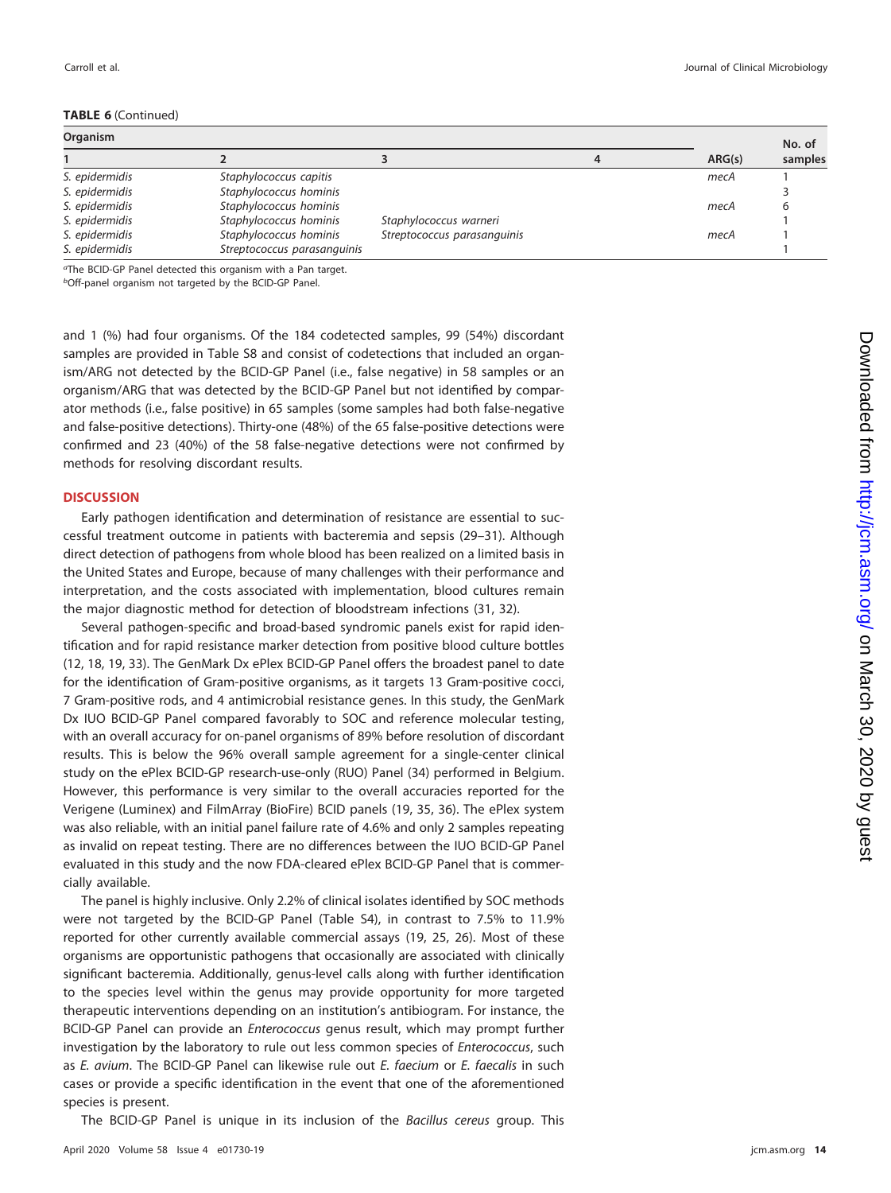**TABLE 6** (Continued)

| Organism | | | | | No. of |
|---|---|---|---|---|---|
| 1 | 2 | 3 | 4 | ARG(s) | samples |
| *S. epidermidis* | *Staphylococcus capitis* | | | *mecA* | 1 |
| *S. epidermidis* | *Staphylococcus hominis* | | | | 3 |
| *S. epidermidis* | *Staphylococcus hominis* | | | *mecA* | 6 |
| *S. epidermidis* | *Staphylococcus hominis* | *Staphylococcus warneri* | | | 1 |
| *S. epidermidis* | *Staphylococcus hominis* | *Streptococcus parasanguinis* | | *mecA* | 1 |
| *S. epidermidis* | *Streptococcus parasanguinis* | | | | 1 |

[a]The BCID-GP Panel detected this organism with a Pan target.
[b]Off-panel organism not targeted by the BCID-GP Panel.

and 1 (%) had four organisms. Of the 184 codetected samples, 99 (54%) discordant samples are provided in Table S8 and consist of codetections that included an organism/ARG not detected by the BCID-GP Panel (i.e., false negative) in 58 samples or an organism/ARG that was detected by the BCID-GP Panel but not identified by comparator methods (i.e., false positive) in 65 samples (some samples had both false-negative and false-positive detections). Thirty-one (48%) of the 65 false-positive detections were confirmed and 23 (40%) of the 58 false-negative detections were not confirmed by methods for resolving discordant results.

## DISCUSSION

Early pathogen identification and determination of resistance are essential to successful treatment outcome in patients with bacteremia and sepsis (29–31). Although direct detection of pathogens from whole blood has been realized on a limited basis in the United States and Europe, because of many challenges with their performance and interpretation, and the costs associated with implementation, blood cultures remain the major diagnostic method for detection of bloodstream infections (31, 32).

Several pathogen-specific and broad-based syndromic panels exist for rapid identification and for rapid resistance marker detection from positive blood culture bottles (12, 18, 19, 33). The GenMark Dx ePlex BCID-GP Panel offers the broadest panel to date for the identification of Gram-positive organisms, as it targets 13 Gram-positive cocci, 7 Gram-positive rods, and 4 antimicrobial resistance genes. In this study, the GenMark Dx IUO BCID-GP Panel compared favorably to SOC and reference molecular testing, with an overall accuracy for on-panel organisms of 89% before resolution of discordant results. This is below the 96% overall sample agreement for a single-center clinical study on the ePlex BCID-GP research-use-only (RUO) Panel (34) performed in Belgium. However, this performance is very similar to the overall accuracies reported for the Verigene (Luminex) and FilmArray (BioFire) BCID panels (19, 35, 36). The ePlex system was also reliable, with an initial panel failure rate of 4.6% and only 2 samples repeating as invalid on repeat testing. There are no differences between the IUO BCID-GP Panel evaluated in this study and the now FDA-cleared ePlex BCID-GP Panel that is commercially available.

The panel is highly inclusive. Only 2.2% of clinical isolates identified by SOC methods were not targeted by the BCID-GP Panel (Table S4), in contrast to 7.5% to 11.9% reported for other currently available commercial assays (19, 25, 26). Most of these organisms are opportunistic pathogens that occasionally are associated with clinically significant bacteremia. Additionally, genus-level calls along with further identification to the species level within the genus may provide opportunity for more targeted therapeutic interventions depending on an institution's antibiogram. For instance, the BCID-GP Panel can provide an *Enterococcus* genus result, which may prompt further investigation by the laboratory to rule out less common species of *Enterococcus*, such as *E. avium*. The BCID-GP Panel can likewise rule out *E. faecium* or *E. faecalis* in such cases or provide a specific identification in the event that one of the aforementioned species is present.

The BCID-GP Panel is unique in its inclusion of the *Bacillus cereus* group. This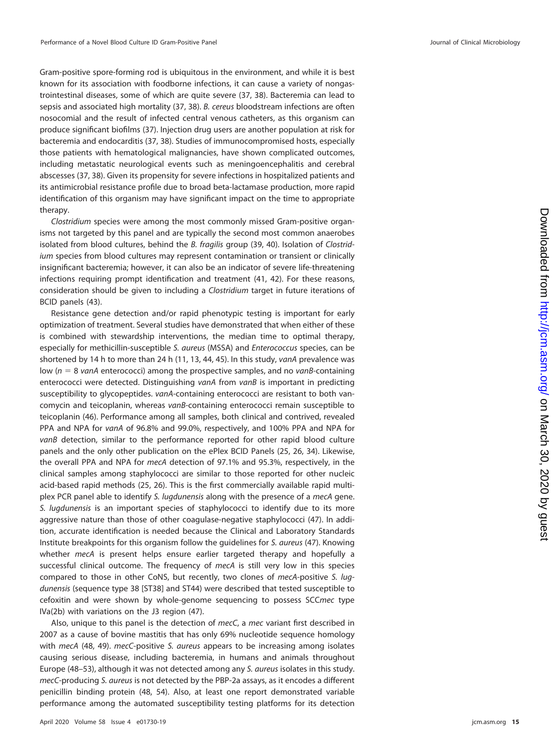Gram-positive spore-forming rod is ubiquitous in the environment, and while it is best known for its association with foodborne infections, it can cause a variety of nongastrointestinal diseases, some of which are quite severe (37, 38). Bacteremia can lead to sepsis and associated high mortality (37, 38). *B. cereus* bloodstream infections are often nosocomial and the result of infected central venous catheters, as this organism can produce significant biofilms (37). Injection drug users are another population at risk for bacteremia and endocarditis (37, 38). Studies of immunocompromised hosts, especially those patients with hematological malignancies, have shown complicated outcomes, including metastatic neurological events such as meningoencephalitis and cerebral abscesses (37, 38). Given its propensity for severe infections in hospitalized patients and its antimicrobial resistance profile due to broad beta-lactamase production, more rapid identification of this organism may have significant impact on the time to appropriate therapy.

*Clostridium* species were among the most commonly missed Gram-positive organisms not targeted by this panel and are typically the second most common anaerobes isolated from blood cultures, behind the *B. fragilis* group (39, 40). Isolation of *Clostridium* species from blood cultures may represent contamination or transient or clinically insignificant bacteremia; however, it can also be an indicator of severe life-threatening infections requiring prompt identification and treatment (41, 42). For these reasons, consideration should be given to including a *Clostridium* target in future iterations of BCID panels (43).

Resistance gene detection and/or rapid phenotypic testing is important for early optimization of treatment. Several studies have demonstrated that when either of these is combined with stewardship interventions, the median time to optimal therapy, especially for methicillin-susceptible *S. aureus* (MSSA) and *Enterococcus* species, can be shortened by 14 h to more than 24 h (11, 13, 44, 45). In this study, *vanA* prevalence was low ($n = 8$ *vanA* enterococci) among the prospective samples, and no *vanB*-containing enterococci were detected. Distinguishing *vanA* from *vanB* is important in predicting susceptibility to glycopeptides. *vanA*-containing enterococci are resistant to both vancomycin and teicoplanin, whereas *vanB*-containing enterococci remain susceptible to teicoplanin (46). Performance among all samples, both clinical and contrived, revealed PPA and NPA for *vanA* of 96.8% and 99.0%, respectively, and 100% PPA and NPA for *vanB* detection, similar to the performance reported for other rapid blood culture panels and the only other publication on the ePlex BCID Panels (25, 26, 34). Likewise, the overall PPA and NPA for *mecA* detection of 97.1% and 95.3%, respectively, in the clinical samples among staphylococci are similar to those reported for other nucleic acid-based rapid methods (25, 26). This is the first commercially available rapid multiplex PCR panel able to identify *S. lugdunensis* along with the presence of a *mecA* gene. *S. lugdunensis* is an important species of staphylococci to identify due to its more aggressive nature than those of other coagulase-negative staphylococci (47). In addition, accurate identification is needed because the Clinical and Laboratory Standards Institute breakpoints for this organism follow the guidelines for *S. aureus* (47). Knowing whether *mecA* is present helps ensure earlier targeted therapy and hopefully a successful clinical outcome. The frequency of *mecA* is still very low in this species compared to those in other CoNS, but recently, two clones of *mecA*-positive *S. lugdunensis* (sequence type 38 [ST38] and ST44) were described that tested susceptible to cefoxitin and were shown by whole-genome sequencing to possess SCC*mec* type IVa(2b) with variations on the J3 region (47).

Also, unique to this panel is the detection of *mecC*, a *mec* variant first described in 2007 as a cause of bovine mastitis that has only 69% nucleotide sequence homology with *mecA* (48, 49). *mecC*-positive *S. aureus* appears to be increasing among isolates causing serious disease, including bacteremia, in humans and animals throughout Europe (48–53), although it was not detected among any *S. aureus* isolates in this study. *mecC*-producing *S. aureus* is not detected by the PBP-2a assays, as it encodes a different penicillin binding protein (48, 54). Also, at least one report demonstrated variable performance among the automated susceptibility testing platforms for its detection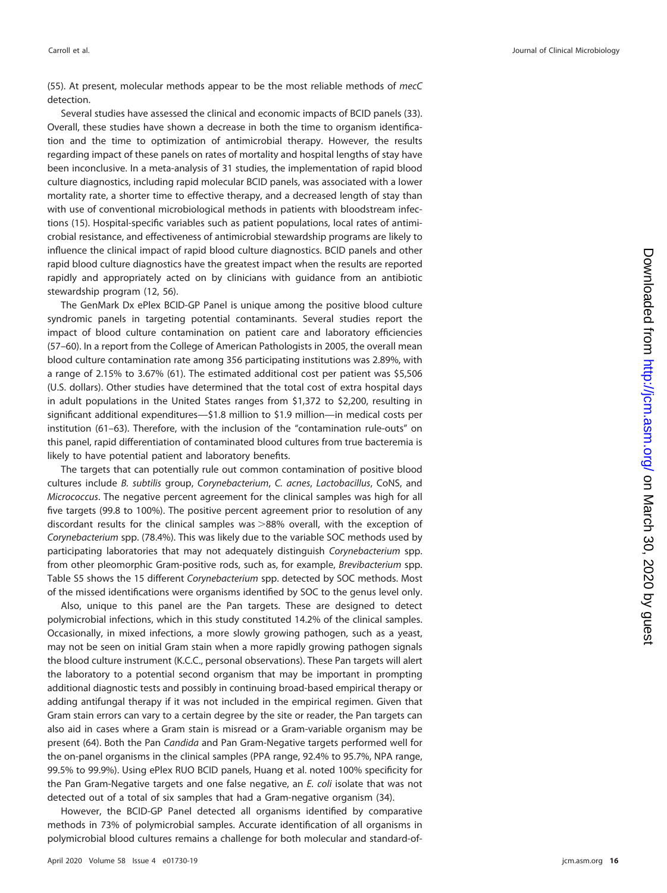(55). At present, molecular methods appear to be the most reliable methods of *mecC* detection.

Several studies have assessed the clinical and economic impacts of BCID panels (33). Overall, these studies have shown a decrease in both the time to organism identification and the time to optimization of antimicrobial therapy. However, the results regarding impact of these panels on rates of mortality and hospital lengths of stay have been inconclusive. In a meta-analysis of 31 studies, the implementation of rapid blood culture diagnostics, including rapid molecular BCID panels, was associated with a lower mortality rate, a shorter time to effective therapy, and a decreased length of stay than with use of conventional microbiological methods in patients with bloodstream infections (15). Hospital-specific variables such as patient populations, local rates of antimicrobial resistance, and effectiveness of antimicrobial stewardship programs are likely to influence the clinical impact of rapid blood culture diagnostics. BCID panels and other rapid blood culture diagnostics have the greatest impact when the results are reported rapidly and appropriately acted on by clinicians with guidance from an antibiotic stewardship program (12, 56).

The GenMark Dx ePlex BCID-GP Panel is unique among the positive blood culture syndromic panels in targeting potential contaminants. Several studies report the impact of blood culture contamination on patient care and laboratory efficiencies (57–60). In a report from the College of American Pathologists in 2005, the overall mean blood culture contamination rate among 356 participating institutions was 2.89%, with a range of 2.15% to 3.67% (61). The estimated additional cost per patient was $5,506 (U.S. dollars). Other studies have determined that the total cost of extra hospital days in adult populations in the United States ranges from $1,372 to $2,200, resulting in significant additional expenditures—$1.8 million to $1.9 million—in medical costs per institution (61–63). Therefore, with the inclusion of the "contamination rule-outs" on this panel, rapid differentiation of contaminated blood cultures from true bacteremia is likely to have potential patient and laboratory benefits.

The targets that can potentially rule out common contamination of positive blood cultures include *B. subtilis* group, *Corynebacterium*, *C. acnes*, *Lactobacillus*, CoNS, and *Micrococcus*. The negative percent agreement for the clinical samples was high for all five targets (99.8 to 100%). The positive percent agreement prior to resolution of any discordant results for the clinical samples was >88% overall, with the exception of *Corynebacterium* spp. (78.4%). This was likely due to the variable SOC methods used by participating laboratories that may not adequately distinguish *Corynebacterium* spp. from other pleomorphic Gram-positive rods, such as, for example, *Brevibacterium* spp. Table S5 shows the 15 different *Corynebacterium* spp. detected by SOC methods. Most of the missed identifications were organisms identified by SOC to the genus level only.

Also, unique to this panel are the Pan targets. These are designed to detect polymicrobial infections, which in this study constituted 14.2% of the clinical samples. Occasionally, in mixed infections, a more slowly growing pathogen, such as a yeast, may not be seen on initial Gram stain when a more rapidly growing pathogen signals the blood culture instrument (K.C.C., personal observations). These Pan targets will alert the laboratory to a potential second organism that may be important in prompting additional diagnostic tests and possibly in continuing broad-based empirical therapy or adding antifungal therapy if it was not included in the empirical regimen. Given that Gram stain errors can vary to a certain degree by the site or reader, the Pan targets can also aid in cases where a Gram stain is misread or a Gram-variable organism may be present (64). Both the Pan *Candida* and Pan Gram-Negative targets performed well for the on-panel organisms in the clinical samples (PPA range, 92.4% to 95.7%, NPA range, 99.5% to 99.9%). Using ePlex RUO BCID panels, Huang et al. noted 100% specificity for the Pan Gram-Negative targets and one false negative, an *E. coli* isolate that was not detected out of a total of six samples that had a Gram-negative organism (34).

However, the BCID-GP Panel detected all organisms identified by comparative methods in 73% of polymicrobial samples. Accurate identification of all organisms in polymicrobial blood cultures remains a challenge for both molecular and standard-of-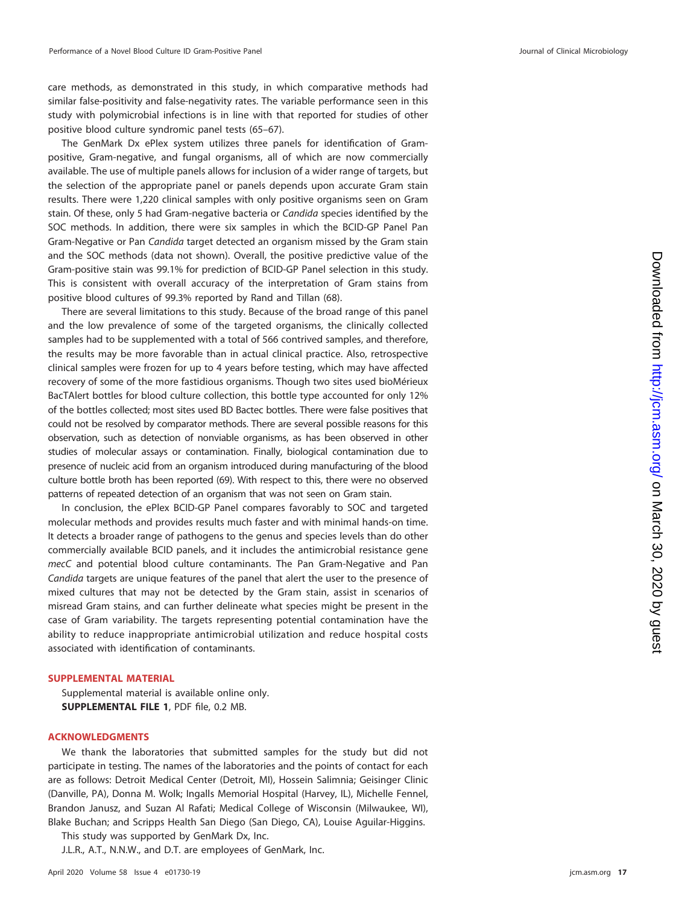care methods, as demonstrated in this study, in which comparative methods had similar false-positivity and false-negativity rates. The variable performance seen in this study with polymicrobial infections is in line with that reported for studies of other positive blood culture syndromic panel tests (65–67).

The GenMark Dx ePlex system utilizes three panels for identification of Gram-positive, Gram-negative, and fungal organisms, all of which are now commercially available. The use of multiple panels allows for inclusion of a wider range of targets, but the selection of the appropriate panel or panels depends upon accurate Gram stain results. There were 1,220 clinical samples with only positive organisms seen on Gram stain. Of these, only 5 had Gram-negative bacteria or *Candida* species identified by the SOC methods. In addition, there were six samples in which the BCID-GP Panel Pan Gram-Negative or Pan *Candida* target detected an organism missed by the Gram stain and the SOC methods (data not shown). Overall, the positive predictive value of the Gram-positive stain was 99.1% for prediction of BCID-GP Panel selection in this study. This is consistent with overall accuracy of the interpretation of Gram stains from positive blood cultures of 99.3% reported by Rand and Tillan (68).

There are several limitations to this study. Because of the broad range of this panel and the low prevalence of some of the targeted organisms, the clinically collected samples had to be supplemented with a total of 566 contrived samples, and therefore, the results may be more favorable than in actual clinical practice. Also, retrospective clinical samples were frozen for up to 4 years before testing, which may have affected recovery of some of the more fastidious organisms. Though two sites used bioMérieux BacTAlert bottles for blood culture collection, this bottle type accounted for only 12% of the bottles collected; most sites used BD Bactec bottles. There were false positives that could not be resolved by comparator methods. There are several possible reasons for this observation, such as detection of nonviable organisms, as has been observed in other studies of molecular assays or contamination. Finally, biological contamination due to presence of nucleic acid from an organism introduced during manufacturing of the blood culture bottle broth has been reported (69). With respect to this, there were no observed patterns of repeated detection of an organism that was not seen on Gram stain.

In conclusion, the ePlex BCID-GP Panel compares favorably to SOC and targeted molecular methods and provides results much faster and with minimal hands-on time. It detects a broader range of pathogens to the genus and species levels than do other commercially available BCID panels, and it includes the antimicrobial resistance gene *mecC* and potential blood culture contaminants. The Pan Gram-Negative and Pan *Candida* targets are unique features of the panel that alert the user to the presence of mixed cultures that may not be detected by the Gram stain, assist in scenarios of misread Gram stains, and can further delineate what species might be present in the case of Gram variability. The targets representing potential contamination have the ability to reduce inappropriate antimicrobial utilization and reduce hospital costs associated with identification of contaminants.

## SUPPLEMENTAL MATERIAL

Supplemental material is available online only.

**SUPPLEMENTAL FILE 1**, PDF file, 0.2 MB.

## ACKNOWLEDGMENTS

We thank the laboratories that submitted samples for the study but did not participate in testing. The names of the laboratories and the points of contact for each are as follows: Detroit Medical Center (Detroit, MI), Hossein Salimnia; Geisinger Clinic (Danville, PA), Donna M. Wolk; Ingalls Memorial Hospital (Harvey, IL), Michelle Fennel, Brandon Janusz, and Suzan Al Rafati; Medical College of Wisconsin (Milwaukee, WI), Blake Buchan; and Scripps Health San Diego (San Diego, CA), Louise Aguilar-Higgins.

This study was supported by GenMark Dx, Inc.

J.L.R., A.T., N.N.W., and D.T. are employees of GenMark, Inc.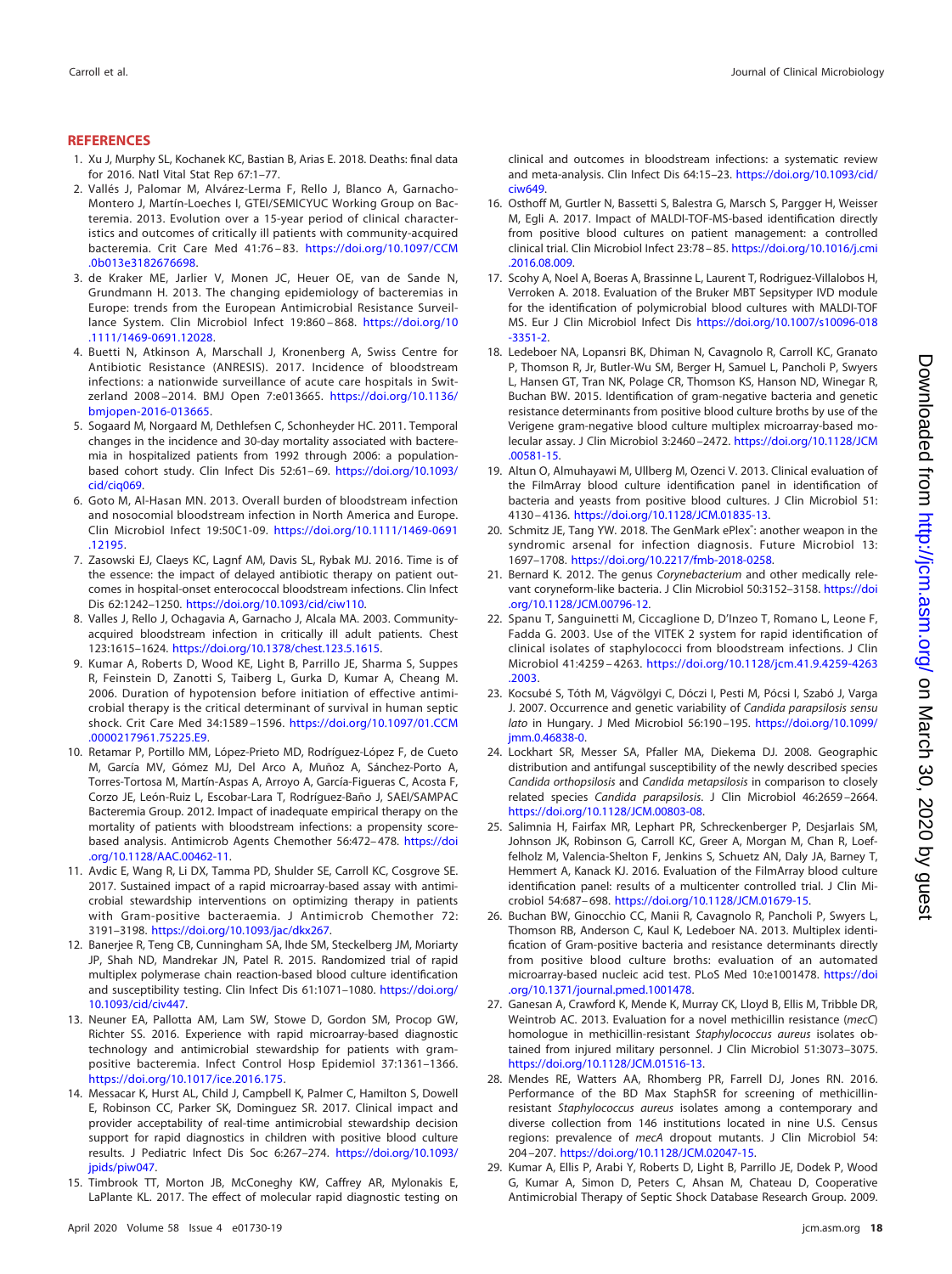## REFERENCES

1. Xu J, Murphy SL, Kochanek KC, Bastian B, Arias E. 2018. Deaths: final data for 2016. Natl Vital Stat Rep 67:1–77.
2. Vallés J, Palomar M, Alvárez-Lerma F, Rello J, Blanco A, Garnacho-Montero J, Martín-Loeches I, GTEI/SEMICYUC Working Group on Bacteremia. 2013. Evolution over a 15-year period of clinical characteristics and outcomes of critically ill patients with community-acquired bacteremia. Crit Care Med 41:76–83. https://doi.org/10.1097/CCM.0b013e3182676698.
3. de Kraker ME, Jarlier V, Monen JC, Heuer OE, van de Sande N, Grundmann H. 2013. The changing epidemiology of bacteremias in Europe: trends from the European Antimicrobial Resistance Surveillance System. Clin Microbiol Infect 19:860–868. https://doi.org/10.1111/1469-0691.12028.
4. Buetti N, Atkinson A, Marschall J, Kronenberg A, Swiss Centre for Antibiotic Resistance (ANRESIS). 2017. Incidence of bloodstream infections: a nationwide surveillance of acute care hospitals in Switzerland 2008–2014. BMJ Open 7:e013665. https://doi.org/10.1136/bmjopen-2016-013665.
5. Sogaard M, Norgaard M, Dethlefsen C, Schonheyder HC. 2011. Temporal changes in the incidence and 30-day mortality associated with bacteremia in hospitalized patients from 1992 through 2006: a population-based cohort study. Clin Infect Dis 52:61–69. https://doi.org/10.1093/cid/ciq069.
6. Goto M, Al-Hasan MN. 2013. Overall burden of bloodstream infection and nosocomial bloodstream infection in North America and Europe. Clin Microbiol Infect 19:50C1-09. https://doi.org/10.1111/1469-0691.12195.
7. Zasowski EJ, Claeys KC, Lagnf AM, Davis SL, Rybak MJ. 2016. Time is of the essence: the impact of delayed antibiotic therapy on patient outcomes in hospital-onset enterococcal bloodstream infections. Clin Infect Dis 62:1242–1250. https://doi.org/10.1093/cid/ciw110.
8. Valles J, Rello J, Ochagavia A, Garnacho J, Alcala MA. 2003. Community-acquired bloodstream infection in critically ill adult patients. Chest 123:1615–1624. https://doi.org/10.1378/chest.123.5.1615.
9. Kumar A, Roberts D, Wood KE, Light B, Parrillo JE, Sharma S, Suppes R, Feinstein D, Zanotti S, Taiberg L, Gurka D, Kumar A, Cheang M. 2006. Duration of hypotension before initiation of effective antimicrobial therapy is the critical determinant of survival in human septic shock. Crit Care Med 34:1589–1596. https://doi.org/10.1097/01.CCM.0000217961.75225.E9.
10. Retamar P, Portillo MM, López-Prieto MD, Rodríguez-López F, de Cueto M, García MV, Gómez MJ, Del Arco A, Muñoz A, Sánchez-Porto A, Torres-Tortosa M, Martín-Aspas A, Arroyo A, García-Figueras C, Acosta F, Corzo JE, León-Ruiz L, Escobar-Lara T, Rodríguez-Baño J, SAEI/SAMPAC Bacteremia Group. 2012. Impact of inadequate empirical therapy on the mortality of patients with bloodstream infections: a propensity score-based analysis. Antimicrob Agents Chemother 56:472–478. https://doi.org/10.1128/AAC.00462-11.
11. Avdic E, Wang R, Li DX, Tamma PD, Shulder SE, Carroll KC, Cosgrove SE. 2017. Sustained impact of a rapid microarray-based assay with antimicrobial stewardship interventions on optimizing therapy in patients with Gram-positive bacteraemia. J Antimicrob Chemother 72:3191–3198. https://doi.org/10.1093/jac/dkx267.
12. Banerjee R, Teng CB, Cunningham SA, Ihde SM, Steckelberg JM, Moriarty JP, Shah ND, Mandrekar JN, Patel R. 2015. Randomized trial of rapid multiplex polymerase chain reaction-based blood culture identification and susceptibility testing. Clin Infect Dis 61:1071–1080. https://doi.org/10.1093/cid/civ447.
13. Neuner EA, Pallotta AM, Lam SW, Stowe D, Gordon SM, Procop GW, Richter SS. 2016. Experience with rapid microarray-based diagnostic technology and antimicrobial stewardship for patients with gram-positive bacteremia. Infect Control Hosp Epidemiol 37:1361–1366. https://doi.org/10.1017/ice.2016.175.
14. Messacar K, Hurst AL, Child J, Campbell K, Palmer C, Hamilton S, Dowell E, Robinson CC, Parker SK, Dominguez SR. 2017. Clinical impact and provider acceptability of real-time antimicrobial stewardship decision support for rapid diagnostics in children with positive blood culture results. J Pediatric Infect Dis Soc 6:267–274. https://doi.org/10.1093/jpids/piw047.
15. Timbrook TT, Morton JB, McConeghy KW, Caffrey AR, Mylonakis E, LaPlante KL. 2017. The effect of molecular rapid diagnostic testing on clinical and outcomes in bloodstream infections: a systematic review and meta-analysis. Clin Infect Dis 64:15–23. https://doi.org/10.1093/cid/ciw649.
16. Osthoff M, Gurtler N, Bassetti S, Balestra G, Marsch S, Pargger H, Weisser M, Egli A. 2017. Impact of MALDI-TOF-MS-based identification directly from positive blood cultures on patient management: a controlled clinical trial. Clin Microbiol Infect 23:78–85. https://doi.org/10.1016/j.cmi.2016.08.009.
17. Scohy A, Noel A, Boeras A, Brassinne L, Laurent T, Rodriguez-Villalobos H, Verroken A. 2018. Evaluation of the Bruker MBT Sepsityper IVD module for the identification of polymicrobial blood cultures with MALDI-TOF MS. Eur J Clin Microbiol Infect Dis https://doi.org/10.1007/s10096-018-3351-2.
18. Ledeboer NA, Lopansri BK, Dhiman N, Cavagnolo R, Carroll KC, Granato P, Thomson R, Jr, Butler-Wu SM, Berger H, Samuel L, Pancholi P, Swyers L, Hansen GT, Tran NK, Polage CR, Thomson KS, Hanson ND, Winegar R, Buchan BW. 2015. Identification of gram-negative bacteria and genetic resistance determinants from positive blood culture broths by use of the Verigene gram-negative blood culture multiplex microarray-based molecular assay. J Clin Microbiol 3:2460–2472. https://doi.org/10.1128/JCM.00581-15.
19. Altun O, Almuhayawi M, Ullberg M, Ozenci V. 2013. Clinical evaluation of the FilmArray blood culture identification panel in identification of bacteria and yeasts from positive blood cultures. J Clin Microbiol 51:4130–4136. https://doi.org/10.1128/JCM.01835-13.
20. Schmitz JE, Tang YW. 2018. The GenMark ePlex®: another weapon in the syndromic arsenal for infection diagnosis. Future Microbiol 13:1697–1708. https://doi.org/10.2217/fmb-2018-0258.
21. Bernard K. 2012. The genus *Corynebacterium* and other medically relevant coryneform-like bacteria. J Clin Microbiol 50:3152–3158. https://doi.org/10.1128/JCM.00796-12.
22. Spanu T, Sanguinetti M, Ciccaglione D, D'Inzeo T, Romano L, Leone F, Fadda G. 2003. Use of the VITEK 2 system for rapid identification of clinical isolates of staphylococci from bloodstream infections. J Clin Microbiol 41:4259–4263. https://doi.org/10.1128/jcm.41.9.4259-4263.2003.
23. Kocsubé S, Tóth M, Vágvölgyi C, Dóczi I, Pesti M, Pócsi I, Szabó J, Varga J. 2007. Occurrence and genetic variability of *Candida parapsilosis sensu lato* in Hungary. J Med Microbiol 56:190–195. https://doi.org/10.1099/jmm.0.46838-0.
24. Lockhart SR, Messer SA, Pfaller MA, Diekema DJ. 2008. Geographic distribution and antifungal susceptibility of the newly described species *Candida orthopsilosis* and *Candida metapsilosis* in comparison to closely related species *Candida parapsilosis*. J Clin Microbiol 46:2659–2664. https://doi.org/10.1128/JCM.00803-08.
25. Salimnia H, Fairfax MR, Lephart PR, Schreckenberger P, Desjarlais SM, Johnson JK, Robinson G, Carroll KC, Greer A, Morgan M, Chan R, Loeffelholz M, Valencia-Shelton F, Jenkins S, Schuetz AN, Daly JA, Barney T, Hemmert A, Kanack KJ. 2016. Evaluation of the FilmArray blood culture identification panel: results of a multicenter controlled trial. J Clin Microbiol 54:687–698. https://doi.org/10.1128/JCM.01679-15.
26. Buchan BW, Ginocchio CC, Manii R, Cavagnolo R, Pancholi P, Swyers L, Thomson RB, Anderson C, Kaul K, Ledeboer NA. 2013. Multiplex identification of Gram-positive bacteria and resistance determinants directly from positive blood culture broths: evaluation of an automated microarray-based nucleic acid test. PLoS Med 10:e1001478. https://doi.org/10.1371/journal.pmed.1001478.
27. Ganesan A, Crawford K, Mende K, Murray CK, Lloyd B, Ellis M, Tribble DR, Weintrob AC. 2013. Evaluation for a novel methicillin resistance (*mecC*) homologue in methicillin-resistant *Staphylococcus aureus* isolates obtained from injured military personnel. J Clin Microbiol 51:3073–3075. https://doi.org/10.1128/JCM.01516-13.
28. Mendes RE, Watters AA, Rhomberg PR, Farrell DJ, Jones RN. 2016. Performance of the BD Max StaphSR for screening of methicillin-resistant *Staphylococcus aureus* isolates among a contemporary and diverse collection from 146 institutions located in nine U.S. Census regions: prevalence of *mecA* dropout mutants. J Clin Microbiol 54:204–207. https://doi.org/10.1128/JCM.02047-15.
29. Kumar A, Ellis P, Arabi Y, Roberts D, Light B, Parrillo JE, Dodek P, Wood G, Kumar A, Simon D, Peters C, Ahsan M, Chateau D, Cooperative Antimicrobial Therapy of Septic Shock Database Research Group. 2009.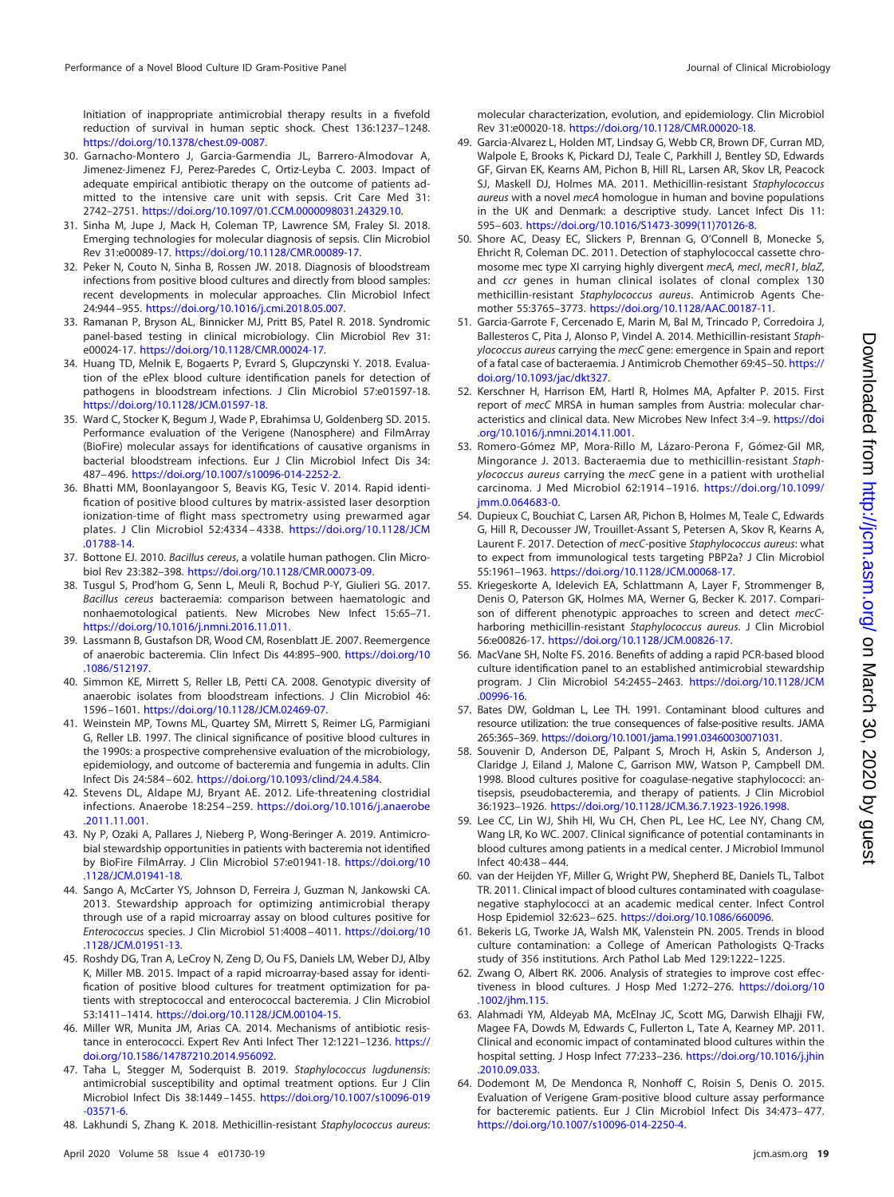Initiation of inappropriate antimicrobial therapy results in a fivefold reduction of survival in human septic shock. Chest 136:1237–1248. https://doi.org/10.1378/chest.09-0087.

30. Garnacho-Montero J, Garcia-Garmendia JL, Barrero-Almodovar A, Jimenez-Jimenez FJ, Perez-Paredes C, Ortiz-Leyba C. 2003. Impact of adequate empirical antibiotic therapy on the outcome of patients admitted to the intensive care unit with sepsis. Crit Care Med 31:2742–2751. https://doi.org/10.1097/01.CCM.0000098031.24329.10.
31. Sinha M, Jupe J, Mack H, Coleman TP, Lawrence SM, Fraley SI. 2018. Emerging technologies for molecular diagnosis of sepsis. Clin Microbiol Rev 31:e00089-17. https://doi.org/10.1128/CMR.00089-17.
32. Peker N, Couto N, Sinha B, Rossen JW. 2018. Diagnosis of bloodstream infections from positive blood cultures and directly from blood samples: recent developments in molecular approaches. Clin Microbiol Infect 24:944–955. https://doi.org/10.1016/j.cmi.2018.05.007.
33. Ramanan P, Bryson AL, Binnicker MJ, Pritt BS, Patel R. 2018. Syndromic panel-based testing in clinical microbiology. Clin Microbiol Rev 31:e00024-17. https://doi.org/10.1128/CMR.00024-17.
34. Huang TD, Melnik E, Bogaerts P, Evrard S, Glupczynski Y. 2018. Evaluation of the ePlex blood culture identification panels for detection of pathogens in bloodstream infections. J Clin Microbiol 57:e01597-18. https://doi.org/10.1128/JCM.01597-18.
35. Ward C, Stocker K, Begum J, Wade P, Ebrahimsa U, Goldenberg SD. 2015. Performance evaluation of the Verigene (Nanosphere) and FilmArray (BioFire) molecular assays for identifications of causative organisms in bacterial bloodstream infections. Eur J Clin Microbiol Infect Dis 34:487–496. https://doi.org/10.1007/s10096-014-2252-2.
36. Bhatti MM, Boonlayangoor S, Beavis KG, Tesic V. 2014. Rapid identification of positive blood cultures by matrix-assisted laser desorption ionization-time of flight mass spectrometry using prewarmed agar plates. J Clin Microbiol 52:4334–4338. https://doi.org/10.1128/JCM.01788-14.
37. Bottone EJ. 2010. *Bacillus cereus*, a volatile human pathogen. Clin Microbiol Rev 23:382–398. https://doi.org/10.1128/CMR.00073-09.
38. Tusgul S, Prod'hom G, Senn L, Meuli R, Bochud P-Y, Giulieri SG. 2017. *Bacillus cereus* bacteraemia: comparison between haematologic and nonhaematological patients. New Microbes New Infect 15:65–71. https://doi.org/10.1016/j.nmni.2016.11.011.
39. Lassmann B, Gustafson DR, Wood CM, Rosenblatt JE. 2007. Reemergence of anaerobic bacteremia. Clin Infect Dis 44:895–900. https://doi.org/10.1086/512197.
40. Simmon KE, Mirrett S, Reller LB, Petti CA. 2008. Genotypic diversity of anaerobic isolates from bloodstream infections. J Clin Microbiol 46:1596–1601. https://doi.org/10.1128/JCM.02469-07.
41. Weinstein MP, Towns ML, Quartey SM, Mirrett S, Reimer LG, Parmigiani G, Reller LB. 1997. The clinical significance of positive blood cultures in the 1990s: a prospective comprehensive evaluation of the microbiology, epidemiology, and outcome of bacteremia and fungemia in adults. Clin Infect Dis 24:584–602. https://doi.org/10.1093/clind/24.4.584.
42. Stevens DL, Aldape MJ, Bryant AE. 2012. Life-threatening clostridial infections. Anaerobe 18:254–259. https://doi.org/10.1016/j.anaerobe.2011.11.001.
43. Ny P, Ozaki A, Pallares J, Nieberg P, Wong-Beringer A. 2019. Antimicrobial stewardship opportunities in patients with bacteremia not identified by BioFire FilmArray. J Clin Microbiol 57:e01941-18. https://doi.org/10.1128/JCM.01941-18.
44. Sango A, McCarter YS, Johnson D, Ferreira J, Guzman N, Jankowski CA. 2013. Stewardship approach for optimizing antimicrobial therapy through use of a rapid microarray assay on blood cultures positive for *Enterococcus* species. J Clin Microbiol 51:4008–4011. https://doi.org/10.1128/JCM.01951-13.
45. Roshdy DG, Tran A, LeCroy N, Zeng D, Ou FS, Daniels LM, Weber DJ, Alby K, Miller MB. 2015. Impact of a rapid microarray-based assay for identification of positive blood cultures for treatment optimization for patients with streptococcal and enterococcal bacteremia. J Clin Microbiol 53:1411–1414. https://doi.org/10.1128/JCM.00104-15.
46. Miller WR, Munita JM, Arias CA. 2014. Mechanisms of antibiotic resistance in enterococci. Expert Rev Anti Infect Ther 12:1221–1236. https://doi.org/10.1586/14787210.2014.956092.
47. Taha L, Stegger M, Soderquist B. 2019. *Staphylococcus lugdunensis*: antimicrobial susceptibility and optimal treatment options. Eur J Clin Microbiol Infect Dis 38:1449–1455. https://doi.org/10.1007/s10096-019-03571-6.
48. Lakhundi S, Zhang K. 2018. Methicillin-resistant *Staphylococcus aureus*: molecular characterization, evolution, and epidemiology. Clin Microbiol Rev 31:e00020-18. https://doi.org/10.1128/CMR.00020-18.
49. Garcia-Alvarez L, Holden MT, Lindsay G, Webb CR, Brown DF, Curran MD, Walpole E, Brooks K, Pickard DJ, Teale C, Parkhill J, Bentley SD, Edwards GF, Girvan EK, Kearns AM, Pichon B, Hill RL, Larsen AR, Skov LR, Peacock SJ, Maskell DJ, Holmes MA. 2011. Methicillin-resistant *Staphylococcus aureus* with a novel *mecA* homologue in human and bovine populations in the UK and Denmark: a descriptive study. Lancet Infect Dis 11:595–603. https://doi.org/10.1016/S1473-3099(11)70126-8.
50. Shore AC, Deasy EC, Slickers P, Brennan G, O'Connell B, Monecke S, Ehricht R, Coleman DC. 2011. Detection of staphylococcal cassette chromosome mec type XI carrying highly divergent *mecA*, *mecI*, *mecR1*, *blaZ*, and *ccr* genes in human clinical isolates of clonal complex 130 methicillin-resistant *Staphylococcus aureus*. Antimicrob Agents Chemother 55:3765–3773. https://doi.org/10.1128/AAC.00187-11.
51. Garcia-Garrote F, Cercenado E, Marin M, Bal M, Trincado P, Corredoira J, Ballesteros C, Pita J, Alonso P, Vindel A. 2014. Methicillin-resistant *Staphylococcus aureus* carrying the *mecC* gene: emergence in Spain and report of a fatal case of bacteraemia. J Antimicrob Chemother 69:45–50. https://doi.org/10.1093/jac/dkt327.
52. Kerschner H, Harrison EM, Hartl R, Holmes MA, Apfalter P. 2015. First report of *mecC* MRSA in human samples from Austria: molecular characteristics and clinical data. New Microbes New Infect 3:4–9. https://doi.org/10.1016/j.nmni.2014.11.001.
53. Romero-Gómez MP, Mora-Rillo M, Lázaro-Perona F, Gómez-Gil MR, Mingorance J. 2013. Bacteraemia due to methicillin-resistant *Staphylococcus aureus* carrying the *mecC* gene in a patient with urothelial carcinoma. J Med Microbiol 62:1914–1916. https://doi.org/10.1099/jmm.0.064683-0.
54. Dupieux C, Bouchiat C, Larsen AR, Pichon B, Holmes M, Teale C, Edwards G, Hill R, Decousser JW, Trouillet-Assant S, Petersen A, Skov R, Kearns A, Laurent F. 2017. Detection of *mecC*-positive *Staphylococcus aureus*: what to expect from immunological tests targeting PBP2a? J Clin Microbiol 55:1961–1963. https://doi.org/10.1128/JCM.00068-17.
55. Kriegeskorte A, Idelevich EA, Schlattmann A, Layer F, Strommenger B, Denis O, Paterson GK, Holmes MA, Werner G, Becker K. 2017. Comparison of different phenotypic approaches to screen and detect *mecC*-harboring methicillin-resistant *Staphylococcus aureus*. J Clin Microbiol 56:e00826-17. https://doi.org/10.1128/JCM.00826-17.
56. MacVane SH, Nolte FS. 2016. Benefits of adding a rapid PCR-based blood culture identification panel to an established antimicrobial stewardship program. J Clin Microbiol 54:2455–2463. https://doi.org/10.1128/JCM.00996-16.
57. Bates DW, Goldman L, Lee TH. 1991. Contaminant blood cultures and resource utilization: the true consequences of false-positive results. JAMA 265:365–369. https://doi.org/10.1001/jama.1991.03460030071031.
58. Souvenir D, Anderson DE, Palpant S, Mroch H, Askin S, Anderson J, Claridge J, Eiland J, Malone C, Garrison MW, Watson P, Campbell DM. 1998. Blood cultures positive for coagulase-negative staphylococci: antisepsis, pseudobacteremia, and therapy of patients. J Clin Microbiol 36:1923–1926. https://doi.org/10.1128/JCM.36.7.1923-1926.1998.
59. Lee CC, Lin WJ, Shih HI, Wu CH, Chen PL, Lee HC, Lee NY, Chang CM, Wang LR, Ko WC. 2007. Clinical significance of potential contaminants in blood cultures among patients in a medical center. J Microbiol Immunol Infect 40:438–444.
60. van der Heijden YF, Miller G, Wright PW, Shepherd BE, Daniels TL, Talbot TR. 2011. Clinical impact of blood cultures contaminated with coagulase-negative staphylococci at an academic medical center. Infect Control Hosp Epidemiol 32:623–625. https://doi.org/10.1086/660096.
61. Bekeris LG, Tworke JA, Walsh MK, Valenstein PN. 2005. Trends in blood culture contamination: a College of American Pathologists Q-Tracks study of 356 institutions. Arch Pathol Lab Med 129:1222–1225.
62. Zwang O, Albert RK. 2006. Analysis of strategies to improve cost effectiveness in blood cultures. J Hosp Med 1:272–276. https://doi.org/10.1002/jhm.115.
63. Alahmadi YM, Aldeyab MA, McElnay JC, Scott MG, Darwish Elhajji FW, Magee FA, Dowds M, Edwards C, Fullerton L, Tate A, Kearney MP. 2011. Clinical and economic impact of contaminated blood cultures within the hospital setting. J Hosp Infect 77:233–236. https://doi.org/10.1016/j.jhin.2010.09.033.
64. Dodemont M, De Mendonca R, Nonhoff C, Roisin S, Denis O. 2015. Evaluation of Verigene Gram-positive blood culture assay performance for bacteremic patients. Eur J Clin Microbiol Infect Dis 34:473–477. https://doi.org/10.1007/s10096-014-2250-4.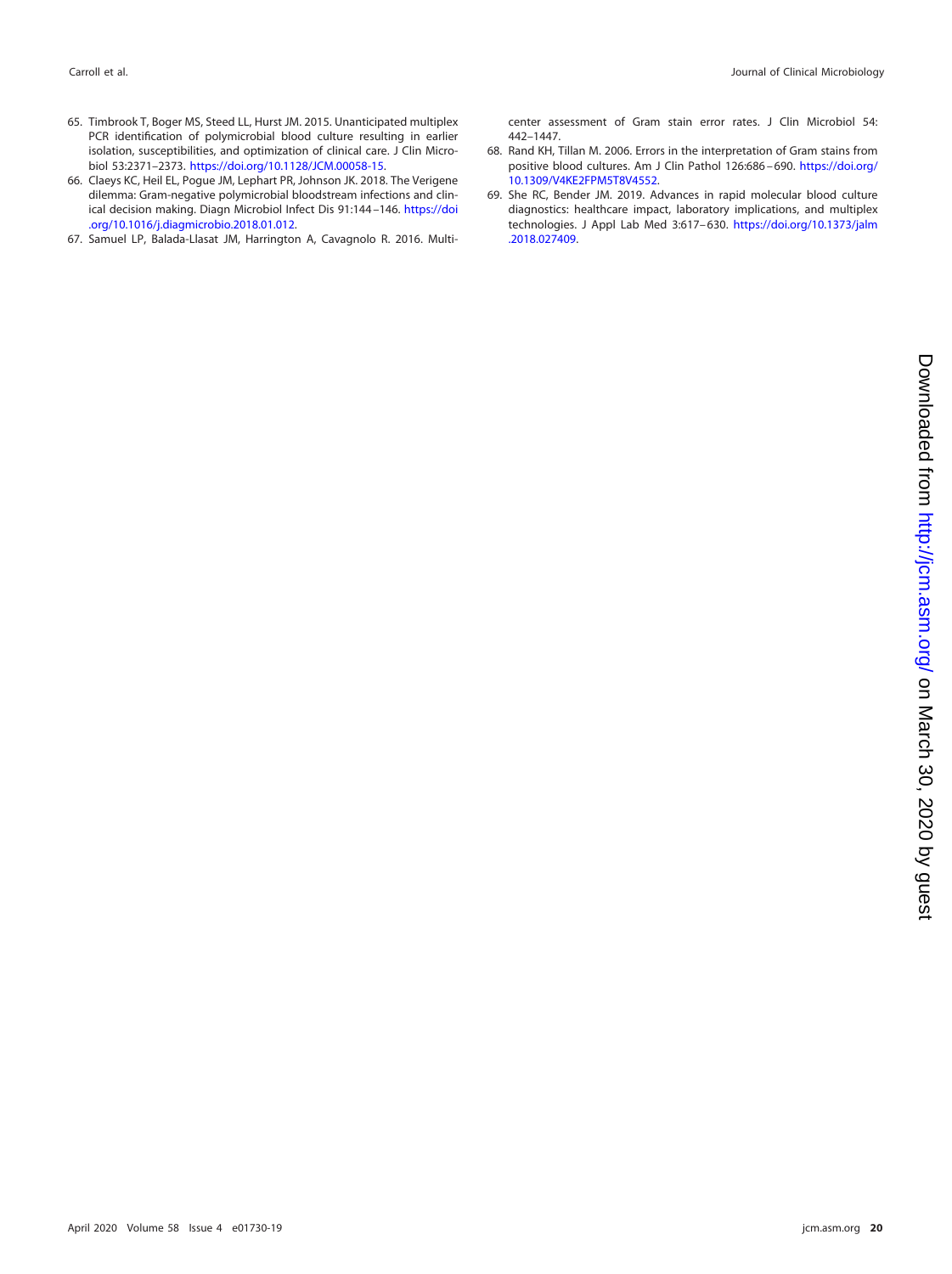65. Timbrook T, Boger MS, Steed LL, Hurst JM. 2015. Unanticipated multiplex PCR identification of polymicrobial blood culture resulting in earlier isolation, susceptibilities, and optimization of clinical care. J Clin Microbiol 53:2371–2373. https://doi.org/10.1128/JCM.00058-15.
66. Claeys KC, Heil EL, Pogue JM, Lephart PR, Johnson JK. 2018. The Verigene dilemma: Gram-negative polymicrobial bloodstream infections and clinical decision making. Diagn Microbiol Infect Dis 91:144–146. https://doi.org/10.1016/j.diagmicrobio.2018.01.012.
67. Samuel LP, Balada-Llasat JM, Harrington A, Cavagnolo R. 2016. Multicenter assessment of Gram stain error rates. J Clin Microbiol 54:442–1447.
68. Rand KH, Tillan M. 2006. Errors in the interpretation of Gram stains from positive blood cultures. Am J Clin Pathol 126:686–690. https://doi.org/10.1309/V4KE2FPM5T8V4552.
69. She RC, Bender JM. 2019. Advances in rapid molecular blood culture diagnostics: healthcare impact, laboratory implications, and multiplex technologies. J Appl Lab Med 3:617–630. https://doi.org/10.1373/jalm.2018.027409.